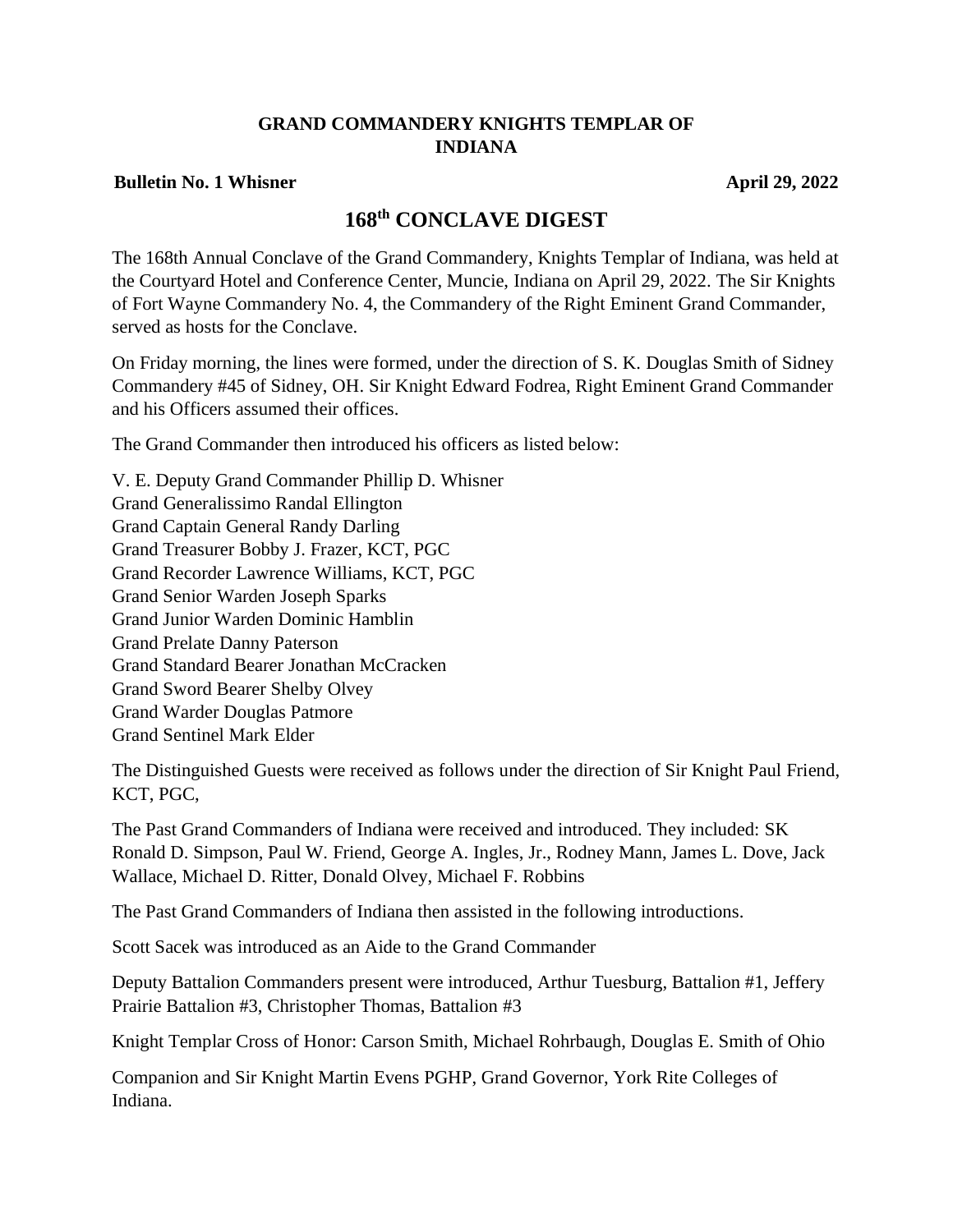**GRAND COMMANDERY KNIGHTS TEMPLAR OF INDIANA**

**Bulletin No. 1 Whisner** **April 29, 2022**

# 168th CONCLAVE DIGEST

The 168th Annual Conclave of the Grand Commandery, Knights Templar of Indiana, was held at the Courtyard Hotel and Conference Center, Muncie, Indiana on April 29, 2022. The Sir Knights of Fort Wayne Commandery No. 4, the Commandery of the Right Eminent Grand Commander, served as hosts for the Conclave.

On Friday morning, the lines were formed, under the direction of S. K. Douglas Smith of Sidney Commandery #45 of Sidney, OH. Sir Knight Edward Fodrea, Right Eminent Grand Commander and his Officers assumed their offices.

The Grand Commander then introduced his officers as listed below:

V. E. Deputy Grand Commander Phillip D. Whisner
Grand Generalissimo Randal Ellington
Grand Captain General Randy Darling
Grand Treasurer Bobby J. Frazer, KCT, PGC
Grand Recorder Lawrence Williams, KCT, PGC
Grand Senior Warden Joseph Sparks
Grand Junior Warden Dominic Hamblin
Grand Prelate Danny Paterson
Grand Standard Bearer Jonathan McCracken
Grand Sword Bearer Shelby Olvey
Grand Warder Douglas Patmore
Grand Sentinel Mark Elder

The Distinguished Guests were received as follows under the direction of Sir Knight Paul Friend, KCT, PGC,

The Past Grand Commanders of Indiana were received and introduced. They included: SK Ronald D. Simpson, Paul W. Friend, George A. Ingles, Jr., Rodney Mann, James L. Dove, Jack Wallace, Michael D. Ritter, Donald Olvey, Michael F. Robbins

The Past Grand Commanders of Indiana then assisted in the following introductions.

Scott Sacek was introduced as an Aide to the Grand Commander

Deputy Battalion Commanders present were introduced, Arthur Tuesburg, Battalion #1, Jeffery Prairie Battalion #3, Christopher Thomas, Battalion #3

Knight Templar Cross of Honor: Carson Smith, Michael Rohrbaugh, Douglas E. Smith of Ohio

Companion and Sir Knight Martin Evens PGHP, Grand Governor, York Rite Colleges of Indiana.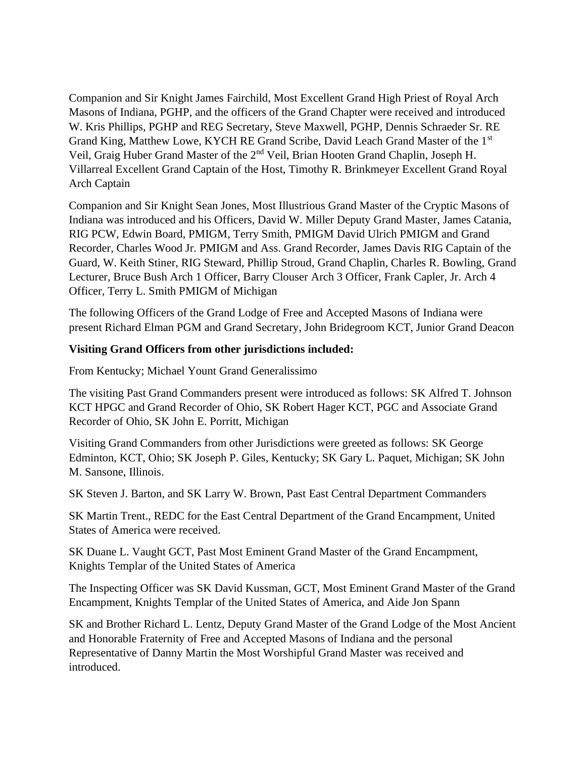Companion and Sir Knight James Fairchild, Most Excellent Grand High Priest of Royal Arch Masons of Indiana, PGHP, and the officers of the Grand Chapter were received and introduced W. Kris Phillips, PGHP and REG Secretary, Steve Maxwell, PGHP, Dennis Schraeder Sr. RE Grand King, Matthew Lowe, KYCH RE Grand Scribe, David Leach Grand Master of the 1st Veil, Graig Huber Grand Master of the 2nd Veil, Brian Hooten Grand Chaplin, Joseph H. Villarreal Excellent Grand Captain of the Host, Timothy R. Brinkmeyer Excellent Grand Royal Arch Captain

Companion and Sir Knight Sean Jones, Most Illustrious Grand Master of the Cryptic Masons of Indiana was introduced and his Officers, David W. Miller Deputy Grand Master, James Catania, RIG PCW, Edwin Board, PMIGM, Terry Smith, PMIGM David Ulrich PMIGM and Grand Recorder, Charles Wood Jr. PMIGM and Ass. Grand Recorder, James Davis RIG Captain of the Guard, W. Keith Stiner, RIG Steward, Phillip Stroud, Grand Chaplin, Charles R. Bowling, Grand Lecturer, Bruce Bush Arch 1 Officer, Barry Clouser Arch 3 Officer, Frank Capler, Jr. Arch 4 Officer, Terry L. Smith PMIGM of Michigan

The following Officers of the Grand Lodge of Free and Accepted Masons of Indiana were present Richard Elman PGM and Grand Secretary, John Bridegroom KCT, Junior Grand Deacon

**Visiting Grand Officers from other jurisdictions included:**

From Kentucky; Michael Yount Grand Generalissimo

The visiting Past Grand Commanders present were introduced as follows: SK Alfred T. Johnson KCT HPGC and Grand Recorder of Ohio, SK Robert Hager KCT, PGC and Associate Grand Recorder of Ohio, SK John E. Porritt, Michigan

Visiting Grand Commanders from other Jurisdictions were greeted as follows: SK George Edminton, KCT, Ohio; SK Joseph P. Giles, Kentucky; SK Gary L. Paquet, Michigan; SK John M. Sansone, Illinois.

SK Steven J. Barton, and SK Larry W. Brown, Past East Central Department Commanders

SK Martin Trent., REDC for the East Central Department of the Grand Encampment, United States of America were received.

SK Duane L. Vaught GCT, Past Most Eminent Grand Master of the Grand Encampment, Knights Templar of the United States of America

The Inspecting Officer was SK David Kussman, GCT, Most Eminent Grand Master of the Grand Encampment, Knights Templar of the United States of America, and Aide Jon Spann

SK and Brother Richard L. Lentz, Deputy Grand Master of the Grand Lodge of the Most Ancient and Honorable Fraternity of Free and Accepted Masons of Indiana and the personal Representative of Danny Martin the Most Worshipful Grand Master was received and introduced.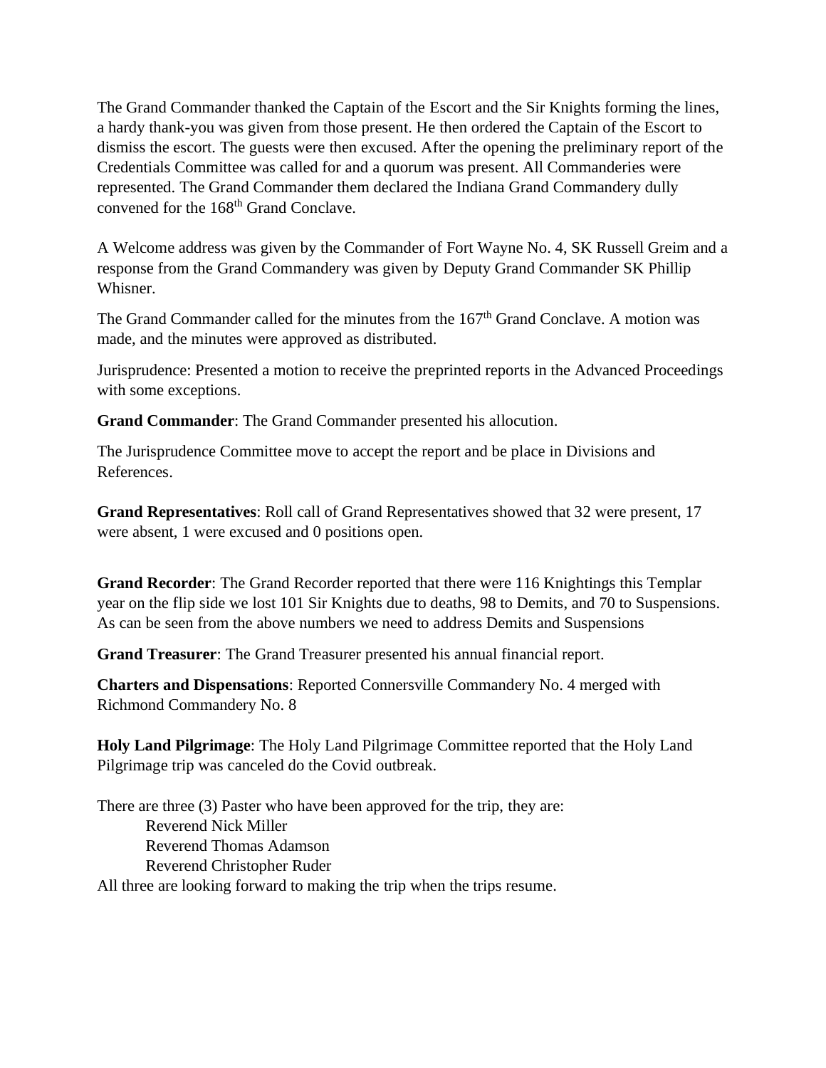The Grand Commander thanked the Captain of the Escort and the Sir Knights forming the lines, a hardy thank-you was given from those present. He then ordered the Captain of the Escort to dismiss the escort. The guests were then excused. After the opening the preliminary report of the Credentials Committee was called for and a quorum was present. All Commanderies were represented. The Grand Commander them declared the Indiana Grand Commandery dully convened for the 168th Grand Conclave.

A Welcome address was given by the Commander of Fort Wayne No. 4, SK Russell Greim and a response from the Grand Commandery was given by Deputy Grand Commander SK Phillip Whisner.

The Grand Commander called for the minutes from the 167th Grand Conclave. A motion was made, and the minutes were approved as distributed.

Jurisprudence: Presented a motion to receive the preprinted reports in the Advanced Proceedings with some exceptions.

**Grand Commander**: The Grand Commander presented his allocution.

The Jurisprudence Committee move to accept the report and be place in Divisions and References.

**Grand Representatives**: Roll call of Grand Representatives showed that 32 were present, 17 were absent, 1 were excused and 0 positions open.

**Grand Recorder**: The Grand Recorder reported that there were 116 Knightings this Templar year on the flip side we lost 101 Sir Knights due to deaths, 98 to Demits, and 70 to Suspensions. As can be seen from the above numbers we need to address Demits and Suspensions

**Grand Treasurer**: The Grand Treasurer presented his annual financial report.

**Charters and Dispensations**: Reported Connersville Commandery No. 4 merged with Richmond Commandery No. 8

**Holy Land Pilgrimage**: The Holy Land Pilgrimage Committee reported that the Holy Land Pilgrimage trip was canceled do the Covid outbreak.

There are three (3) Paster who have been approved for the trip, they are:

Reverend Nick Miller
Reverend Thomas Adamson
Reverend Christopher Ruder

All three are looking forward to making the trip when the trips resume.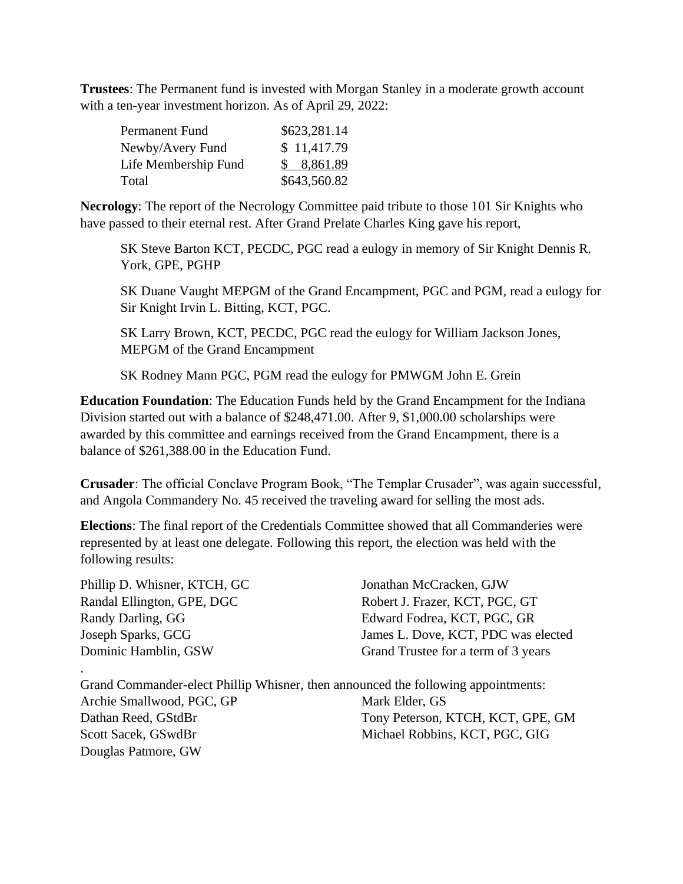**Trustees**: The Permanent fund is invested with Morgan Stanley in a moderate growth account with a ten-year investment horizon. As of April 29, 2022:

| | |
|---|---|
| Permanent Fund | $623,281.14 |
| Newby/Avery Fund | $ 11,417.79 |
| Life Membership Fund | $ 8,861.89 |
| Total | $643,560.82 |

**Necrology**: The report of the Necrology Committee paid tribute to those 101 Sir Knights who have passed to their eternal rest. After Grand Prelate Charles King gave his report,

SK Steve Barton KCT, PECDC, PGC read a eulogy in memory of Sir Knight Dennis R. York, GPE, PGHP

SK Duane Vaught MEPGM of the Grand Encampment, PGC and PGM, read a eulogy for Sir Knight Irvin L. Bitting, KCT, PGC.

SK Larry Brown, KCT, PECDC, PGC read the eulogy for William Jackson Jones, MEPGM of the Grand Encampment

SK Rodney Mann PGC, PGM read the eulogy for PMWGM John E. Grein

**Education Foundation**: The Education Funds held by the Grand Encampment for the Indiana Division started out with a balance of $248,471.00. After 9, $1,000.00 scholarships were awarded by this committee and earnings received from the Grand Encampment, there is a balance of $261,388.00 in the Education Fund.

**Crusader**: The official Conclave Program Book, "The Templar Crusader", was again successful, and Angola Commandery No. 45 received the traveling award for selling the most ads.

**Elections**: The final report of the Credentials Committee showed that all Commanderies were represented by at least one delegate. Following this report, the election was held with the following results:

Phillip D. Whisner, KTCH, GC
Randal Ellington, GPE, DGC
Randy Darling, GG
Joseph Sparks, GCG
Dominic Hamblin, GSW
Jonathan McCracken, GJW
Robert J. Frazer, KCT, PGC, GT
Edward Fodrea, KCT, PGC, GR
James L. Dove, KCT, PDC was elected Grand Trustee for a term of 3 years

.

Grand Commander-elect Phillip Whisner, then announced the following appointments:

Archie Smallwood, PGC, GP
Dathan Reed, GStdBr
Scott Sacek, GSwdBr
Douglas Patmore, GW
Mark Elder, GS
Tony Peterson, KTCH, KCT, GPE, GM
Michael Robbins, KCT, PGC, GIG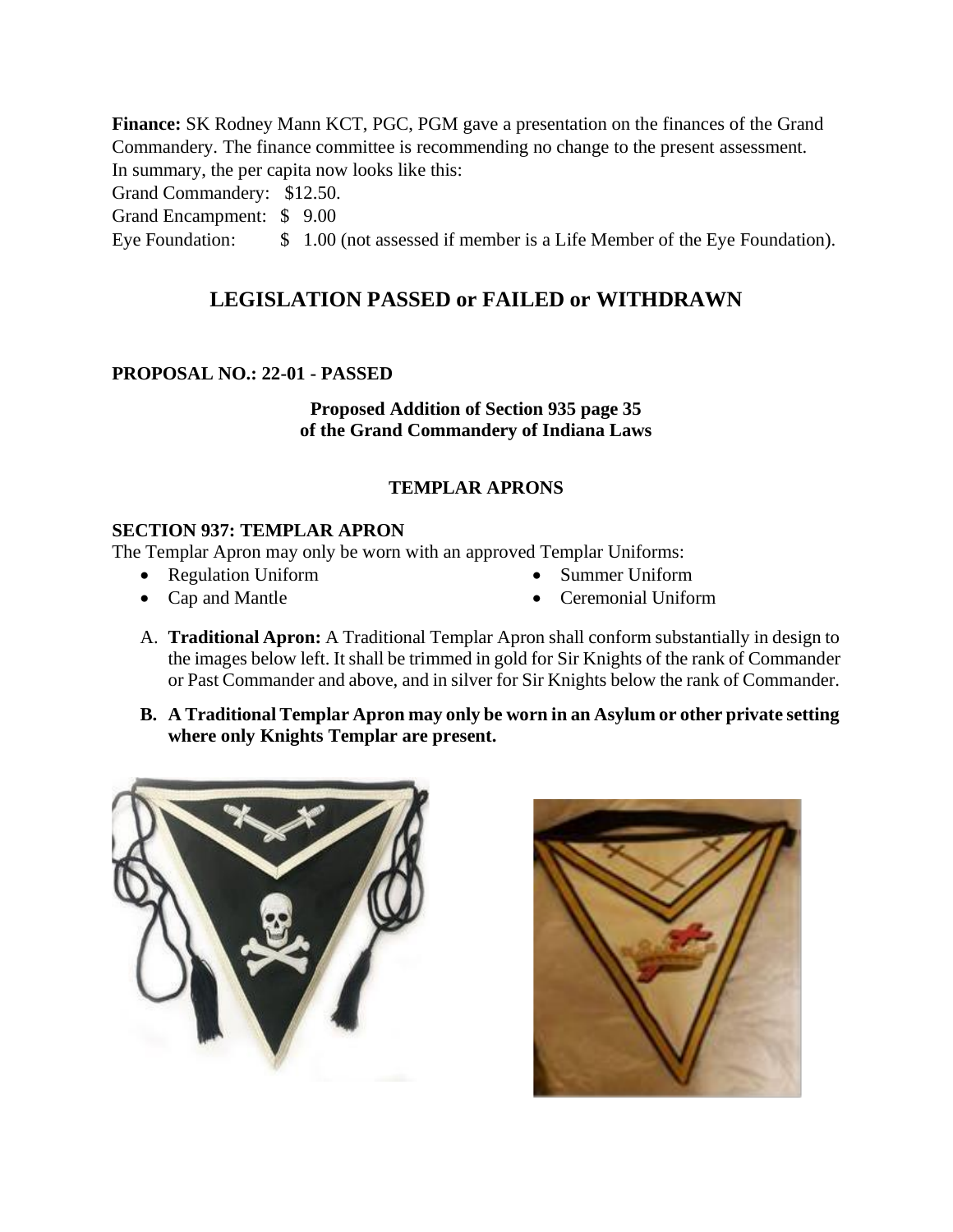**Finance:** SK Rodney Mann KCT, PGC, PGM gave a presentation on the finances of the Grand Commandery. The finance committee is recommending no change to the present assessment. In summary, the per capita now looks like this:

Grand Commandery: $12.50.
Grand Encampment: $ 9.00
Eye Foundation: $ 1.00 (not assessed if member is a Life Member of the Eye Foundation).

## LEGISLATION PASSED or FAILED or WITHDRAWN

**PROPOSAL NO.: 22-01 - PASSED**

**Proposed Addition of Section 935 page 35**
**of the Grand Commandery of Indiana Laws**

**TEMPLAR APRONS**

**SECTION 937: TEMPLAR APRON**

The Templar Apron may only be worn with an approved Templar Uniforms:

- Regulation Uniform
- Summer Uniform
- Cap and Mantle
- Ceremonial Uniform

A. **Traditional Apron:** A Traditional Templar Apron shall conform substantially in design to the images below left. It shall be trimmed in gold for Sir Knights of the rank of Commander or Past Commander and above, and in silver for Sir Knights below the rank of Commander.

B. **A Traditional Templar Apron may only be worn in an Asylum or other private setting where only Knights Templar are present.**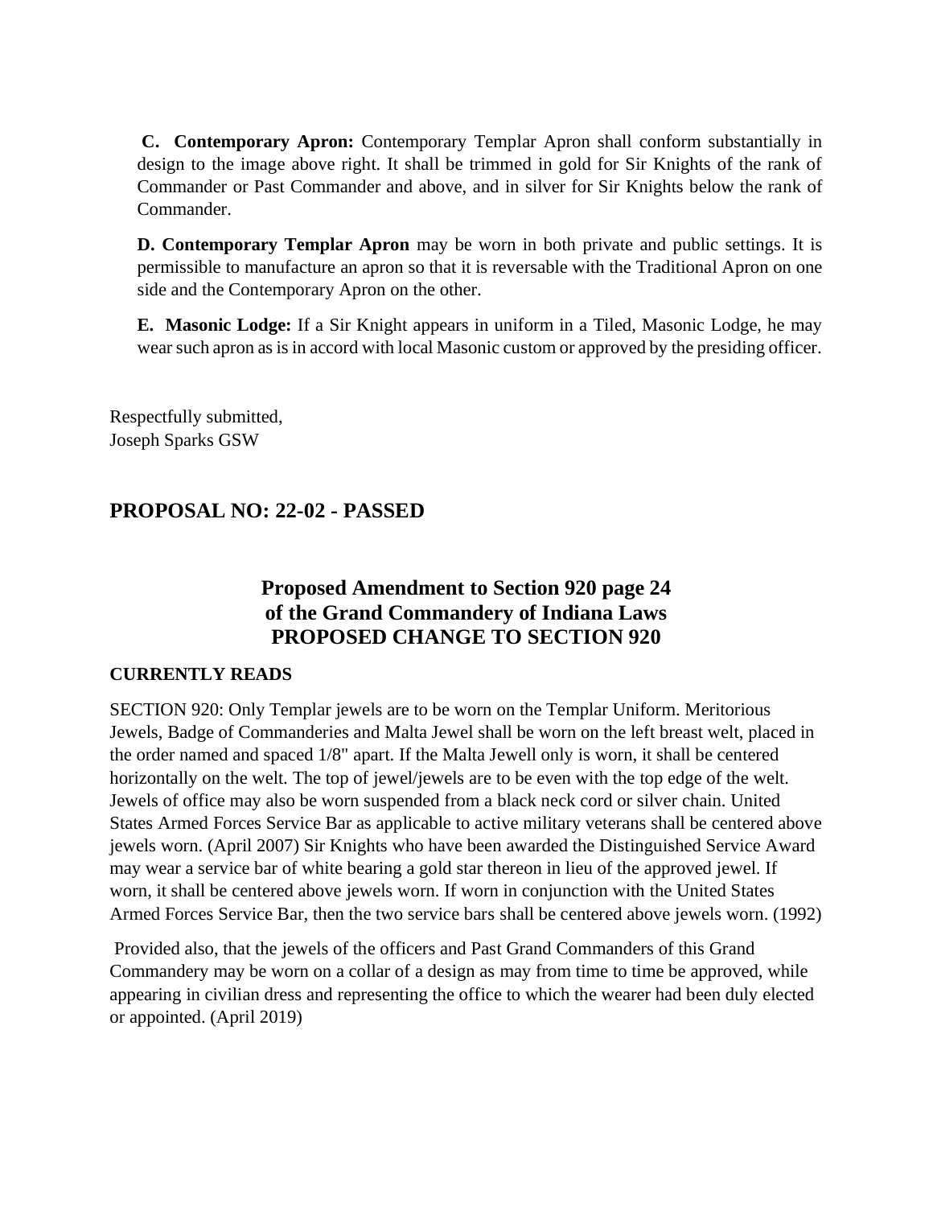**C. Contemporary Apron:** Contemporary Templar Apron shall conform substantially in design to the image above right. It shall be trimmed in gold for Sir Knights of the rank of Commander or Past Commander and above, and in silver for Sir Knights below the rank of Commander.

**D. Contemporary Templar Apron** may be worn in both private and public settings. It is permissible to manufacture an apron so that it is reversable with the Traditional Apron on one side and the Contemporary Apron on the other.

**E. Masonic Lodge:** If a Sir Knight appears in uniform in a Tiled, Masonic Lodge, he may wear such apron as is in accord with local Masonic custom or approved by the presiding officer.

Respectfully submitted,
Joseph Sparks GSW

## PROPOSAL NO: 22-02 - PASSED

### Proposed Amendment to Section 920 page 24 of the Grand Commandery of Indiana Laws PROPOSED CHANGE TO SECTION 920

**CURRENTLY READS**

SECTION 920: Only Templar jewels are to be worn on the Templar Uniform. Meritorious Jewels, Badge of Commanderies and Malta Jewel shall be worn on the left breast welt, placed in the order named and spaced 1/8" apart. If the Malta Jewell only is worn, it shall be centered horizontally on the welt. The top of jewel/jewels are to be even with the top edge of the welt. Jewels of office may also be worn suspended from a black neck cord or silver chain. United States Armed Forces Service Bar as applicable to active military veterans shall be centered above jewels worn. (April 2007) Sir Knights who have been awarded the Distinguished Service Award may wear a service bar of white bearing a gold star thereon in lieu of the approved jewel. If worn, it shall be centered above jewels worn. If worn in conjunction with the United States Armed Forces Service Bar, then the two service bars shall be centered above jewels worn. (1992)

Provided also, that the jewels of the officers and Past Grand Commanders of this Grand Commandery may be worn on a collar of a design as may from time to time be approved, while appearing in civilian dress and representing the office to which the wearer had been duly elected or appointed. (April 2019)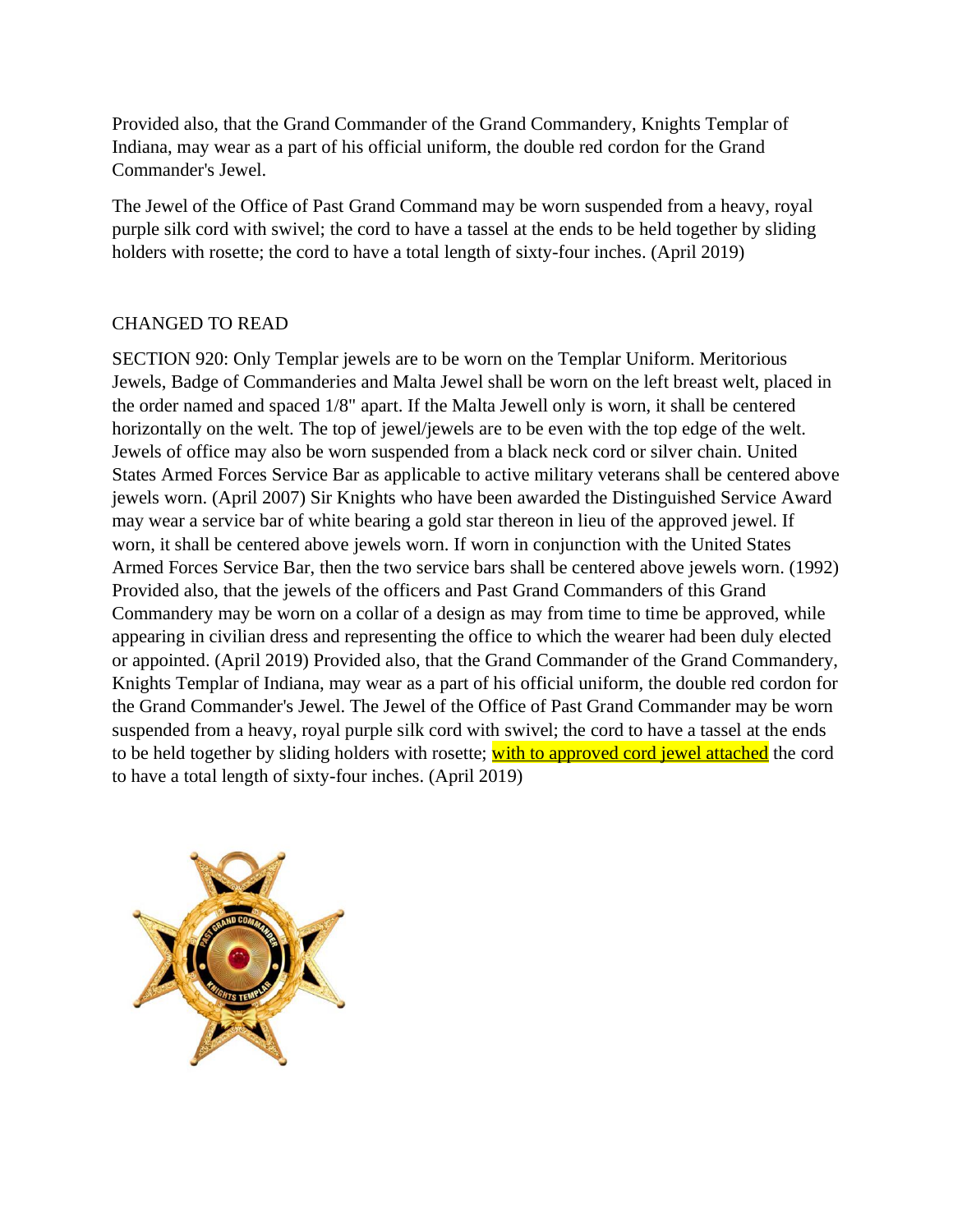Provided also, that the Grand Commander of the Grand Commandery, Knights Templar of Indiana, may wear as a part of his official uniform, the double red cordon for the Grand Commander's Jewel.

The Jewel of the Office of Past Grand Command may be worn suspended from a heavy, royal purple silk cord with swivel; the cord to have a tassel at the ends to be held together by sliding holders with rosette; the cord to have a total length of sixty-four inches. (April 2019)

CHANGED TO READ

SECTION 920: Only Templar jewels are to be worn on the Templar Uniform. Meritorious Jewels, Badge of Commanderies and Malta Jewel shall be worn on the left breast welt, placed in the order named and spaced 1/8" apart. If the Malta Jewell only is worn, it shall be centered horizontally on the welt. The top of jewel/jewels are to be even with the top edge of the welt. Jewels of office may also be worn suspended from a black neck cord or silver chain. United States Armed Forces Service Bar as applicable to active military veterans shall be centered above jewels worn. (April 2007) Sir Knights who have been awarded the Distinguished Service Award may wear a service bar of white bearing a gold star thereon in lieu of the approved jewel. If worn, it shall be centered above jewels worn. If worn in conjunction with the United States Armed Forces Service Bar, then the two service bars shall be centered above jewels worn. (1992) Provided also, that the jewels of the officers and Past Grand Commanders of this Grand Commandery may be worn on a collar of a design as may from time to time be approved, while appearing in civilian dress and representing the office to which the wearer had been duly elected or appointed. (April 2019) Provided also, that the Grand Commander of the Grand Commandery, Knights Templar of Indiana, may wear as a part of his official uniform, the double red cordon for the Grand Commander's Jewel. The Jewel of the Office of Past Grand Commander may be worn suspended from a heavy, royal purple silk cord with swivel; the cord to have a tassel at the ends to be held together by sliding holders with rosette; <u>with to approved cord jewel attached</u> the cord to have a total length of sixty-four inches. (April 2019)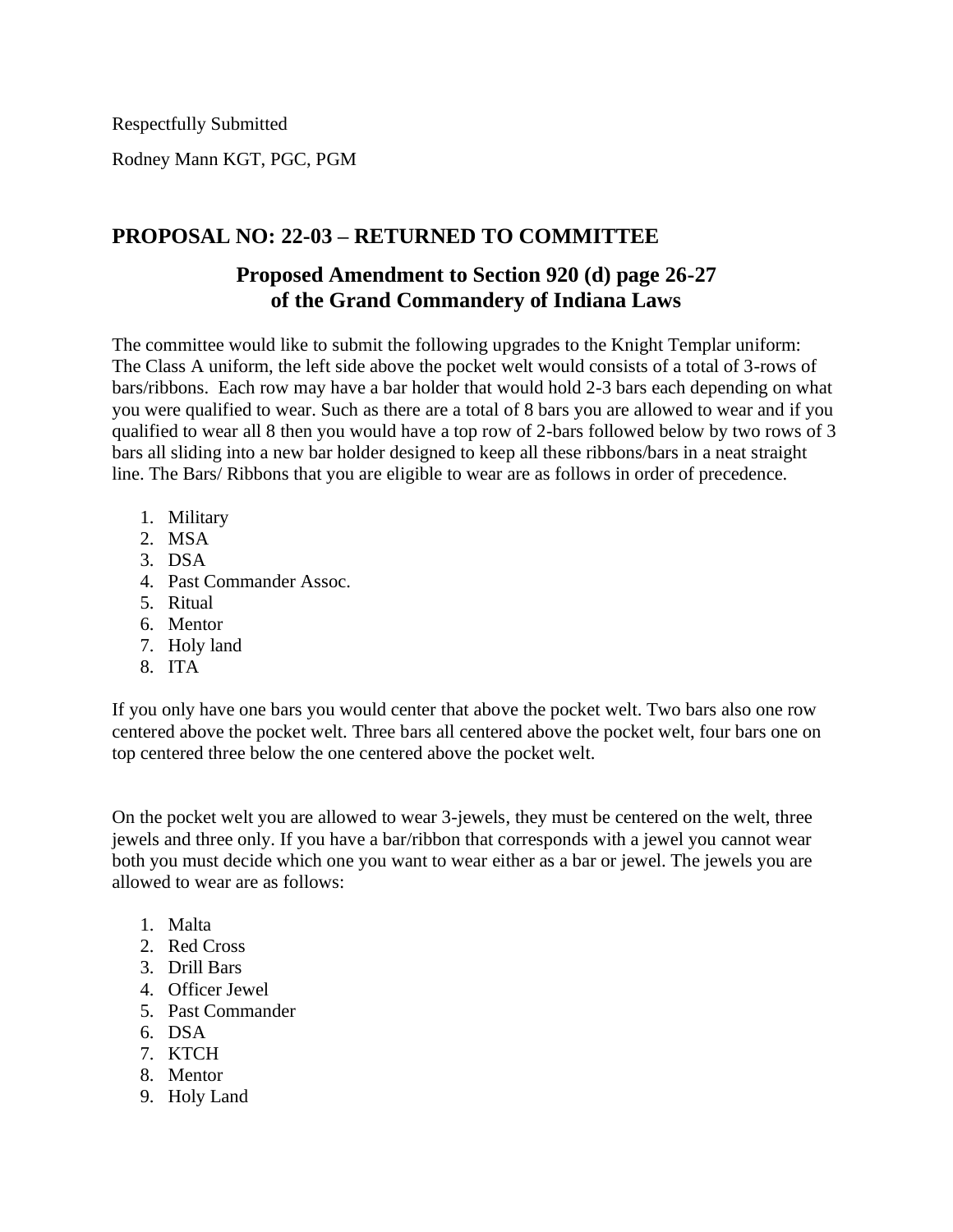Respectfully Submitted

Rodney Mann KGT, PGC, PGM

## PROPOSAL NO: 22-03 – RETURNED TO COMMITTEE

### Proposed Amendment to Section 920 (d) page 26-27 of the Grand Commandery of Indiana Laws

The committee would like to submit the following upgrades to the Knight Templar uniform: The Class A uniform, the left side above the pocket welt would consists of a total of 3-rows of bars/ribbons. Each row may have a bar holder that would hold 2-3 bars each depending on what you were qualified to wear. Such as there are a total of 8 bars you are allowed to wear and if you qualified to wear all 8 then you would have a top row of 2-bars followed below by two rows of 3 bars all sliding into a new bar holder designed to keep all these ribbons/bars in a neat straight line. The Bars/ Ribbons that you are eligible to wear are as follows in order of precedence.

1. Military
2. MSA
3. DSA
4. Past Commander Assoc.
5. Ritual
6. Mentor
7. Holy land
8. ITA

If you only have one bars you would center that above the pocket welt. Two bars also one row centered above the pocket welt. Three bars all centered above the pocket welt, four bars one on top centered three below the one centered above the pocket welt.

On the pocket welt you are allowed to wear 3-jewels, they must be centered on the welt, three jewels and three only. If you have a bar/ribbon that corresponds with a jewel you cannot wear both you must decide which one you want to wear either as a bar or jewel. The jewels you are allowed to wear are as follows:

1. Malta
2. Red Cross
3. Drill Bars
4. Officer Jewel
5. Past Commander
6. DSA
7. KTCH
8. Mentor
9. Holy Land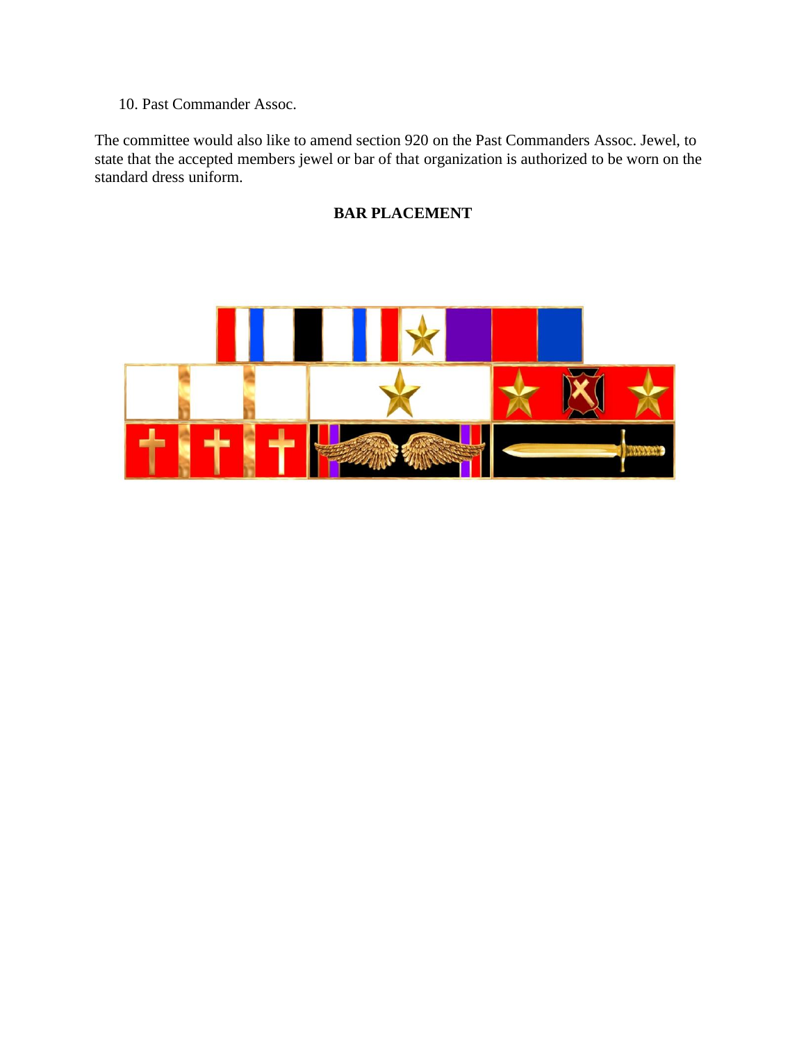10. Past Commander Assoc.

The committee would also like to amend section 920 on the Past Commanders Assoc. Jewel, to state that the accepted members jewel or bar of that organization is authorized to be worn on the standard dress uniform.

**BAR PLACEMENT**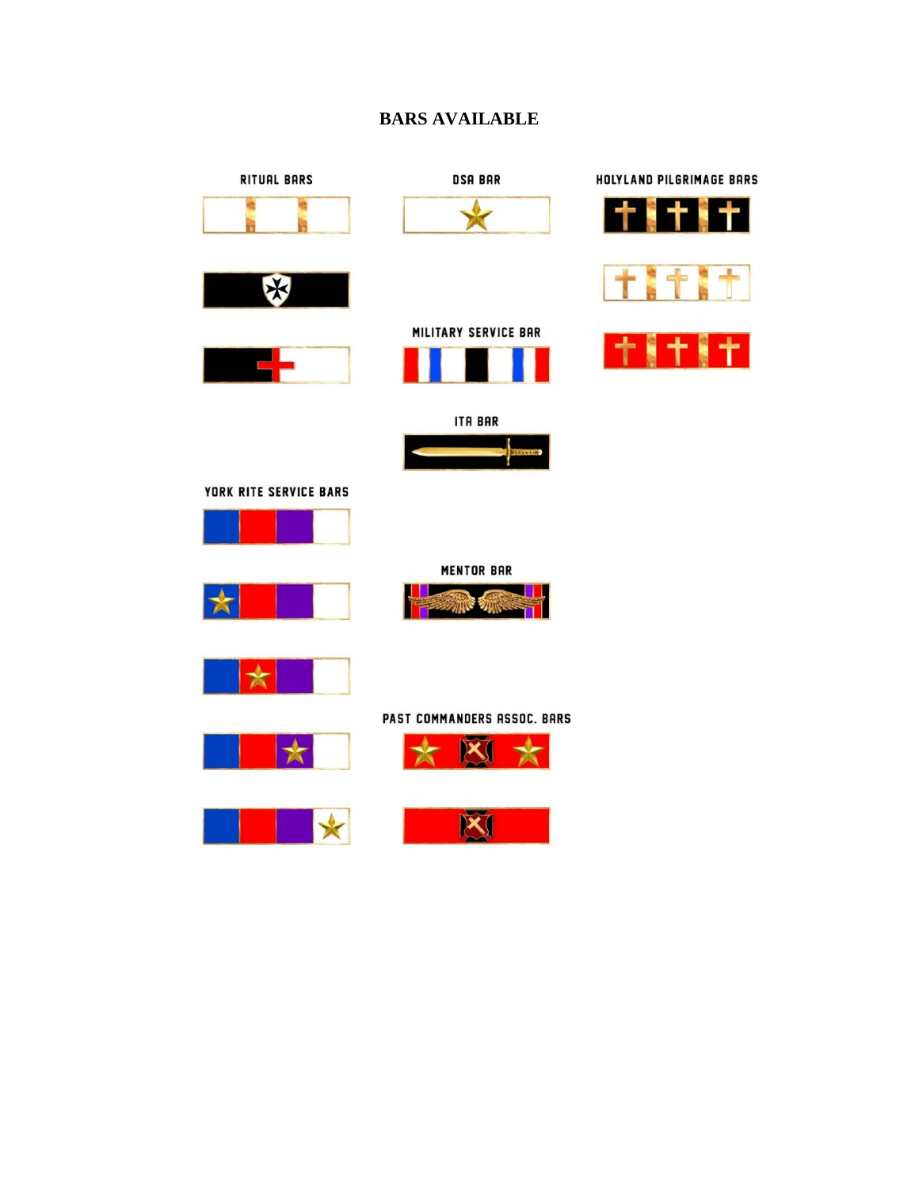# BARS AVAILABLE

RITUAL BARS

DSA BAR

HOLYLAND PILGRIMAGE BARS

MILITARY SERVICE BAR

ITA BAR

YORK RITE SERVICE BARS

MENTOR BAR

PAST COMMANDERS ASSOC. BARS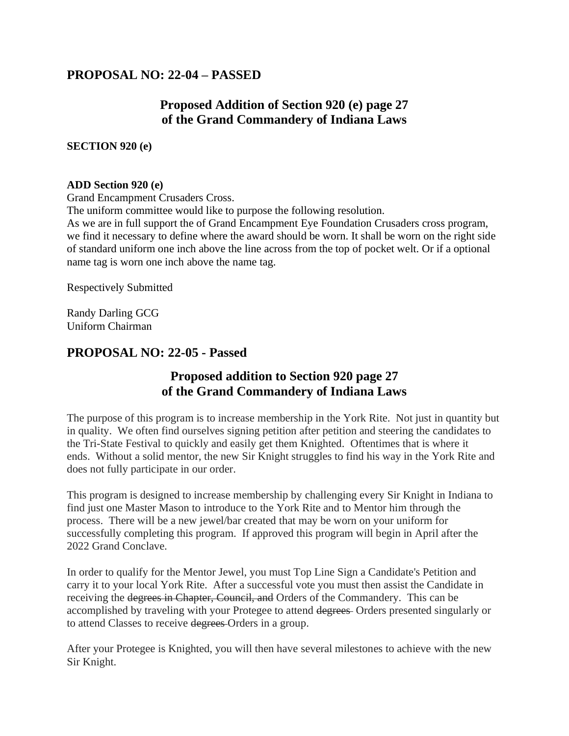## PROPOSAL NO: 22-04 – PASSED

### Proposed Addition of Section 920 (e) page 27 of the Grand Commandery of Indiana Laws

**SECTION 920 (e)**

**ADD Section 920 (e)**
Grand Encampment Crusaders Cross.
The uniform committee would like to purpose the following resolution.
As we are in full support the of Grand Encampment Eye Foundation Crusaders cross program, we find it necessary to define where the award should be worn. It shall be worn on the right side of standard uniform one inch above the line across from the top of pocket welt. Or if a optional name tag is worn one inch above the name tag.

Respectively Submitted

Randy Darling GCG
Uniform Chairman

## PROPOSAL NO: 22-05 - Passed

### Proposed addition to Section 920 page 27 of the Grand Commandery of Indiana Laws

The purpose of this program is to increase membership in the York Rite. Not just in quantity but in quality. We often find ourselves signing petition after petition and steering the candidates to the Tri-State Festival to quickly and easily get them Knighted. Oftentimes that is where it ends. Without a solid mentor, the new Sir Knight struggles to find his way in the York Rite and does not fully participate in our order.

This program is designed to increase membership by challenging every Sir Knight in Indiana to find just one Master Mason to introduce to the York Rite and to Mentor him through the process. There will be a new jewel/bar created that may be worn on your uniform for successfully completing this program. If approved this program will begin in April after the 2022 Grand Conclave.

In order to qualify for the Mentor Jewel, you must Top Line Sign a Candidate's Petition and carry it to your local York Rite. After a successful vote you must then assist the Candidate in receiving the ~~degrees in Chapter, Council, and~~ Orders of the Commandery. This can be accomplished by traveling with your Protegee to attend ~~degrees~~ Orders presented singularly or to attend Classes to receive ~~degrees~~ Orders in a group.

After your Protegee is Knighted, you will then have several milestones to achieve with the new Sir Knight.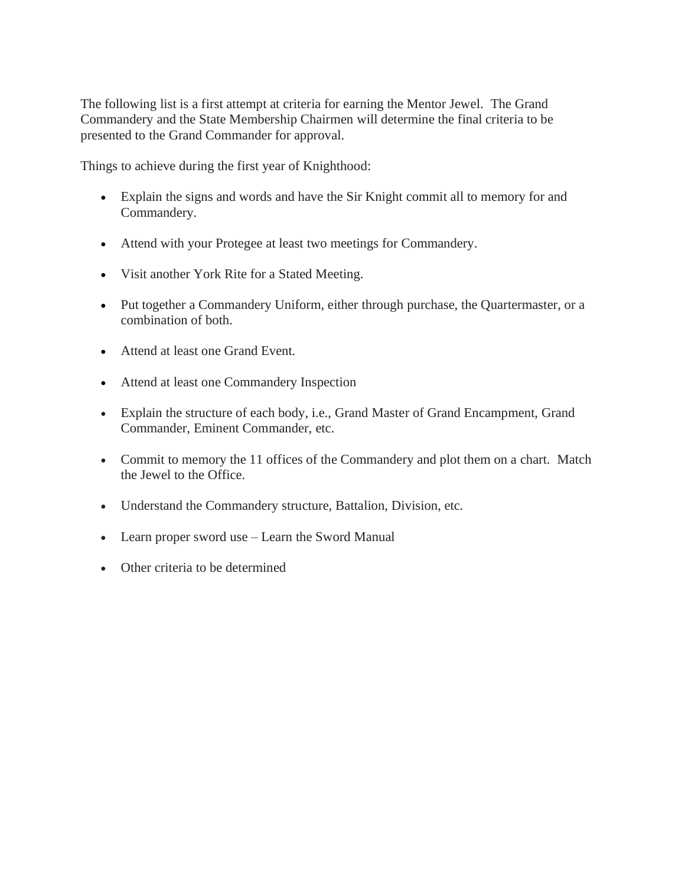The following list is a first attempt at criteria for earning the Mentor Jewel. The Grand Commandery and the State Membership Chairmen will determine the final criteria to be presented to the Grand Commander for approval.

Things to achieve during the first year of Knighthood:

- Explain the signs and words and have the Sir Knight commit all to memory for and Commandery.
- Attend with your Protegee at least two meetings for Commandery.
- Visit another York Rite for a Stated Meeting.
- Put together a Commandery Uniform, either through purchase, the Quartermaster, or a combination of both.
- Attend at least one Grand Event.
- Attend at least one Commandery Inspection
- Explain the structure of each body, i.e., Grand Master of Grand Encampment, Grand Commander, Eminent Commander, etc.
- Commit to memory the 11 offices of the Commandery and plot them on a chart. Match the Jewel to the Office.
- Understand the Commandery structure, Battalion, Division, etc.
- Learn proper sword use – Learn the Sword Manual
- Other criteria to be determined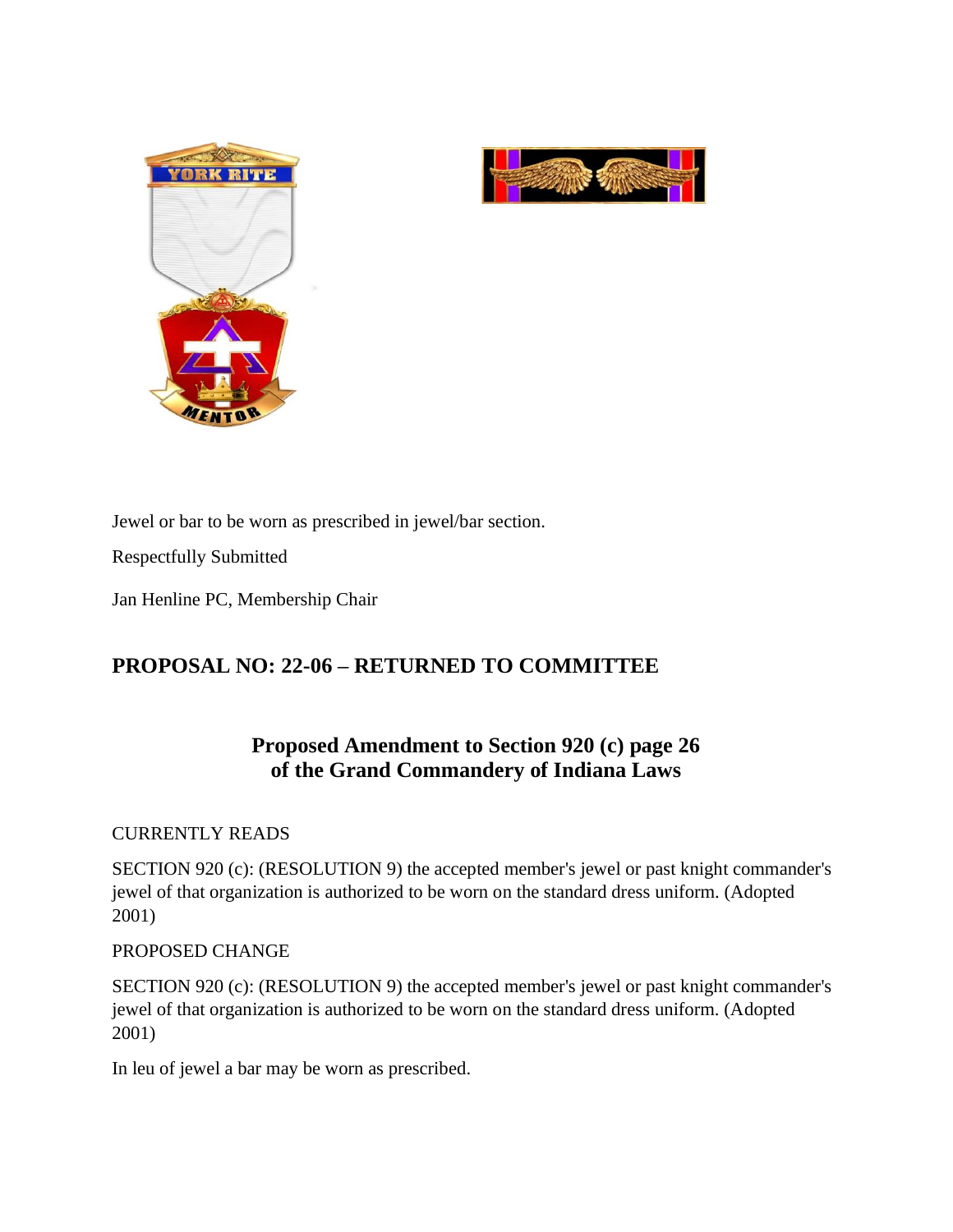Jewel or bar to be worn as prescribed in jewel/bar section.

Respectfully Submitted

Jan Henline PC, Membership Chair

## PROPOSAL NO: 22-06 – RETURNED TO COMMITTEE

### Proposed Amendment to Section 920 (c) page 26 of the Grand Commandery of Indiana Laws

CURRENTLY READS

SECTION 920 (c): (RESOLUTION 9) the accepted member's jewel or past knight commander's jewel of that organization is authorized to be worn on the standard dress uniform. (Adopted 2001)

PROPOSED CHANGE

SECTION 920 (c): (RESOLUTION 9) the accepted member's jewel or past knight commander's jewel of that organization is authorized to be worn on the standard dress uniform. (Adopted 2001)

In leu of jewel a bar may be worn as prescribed.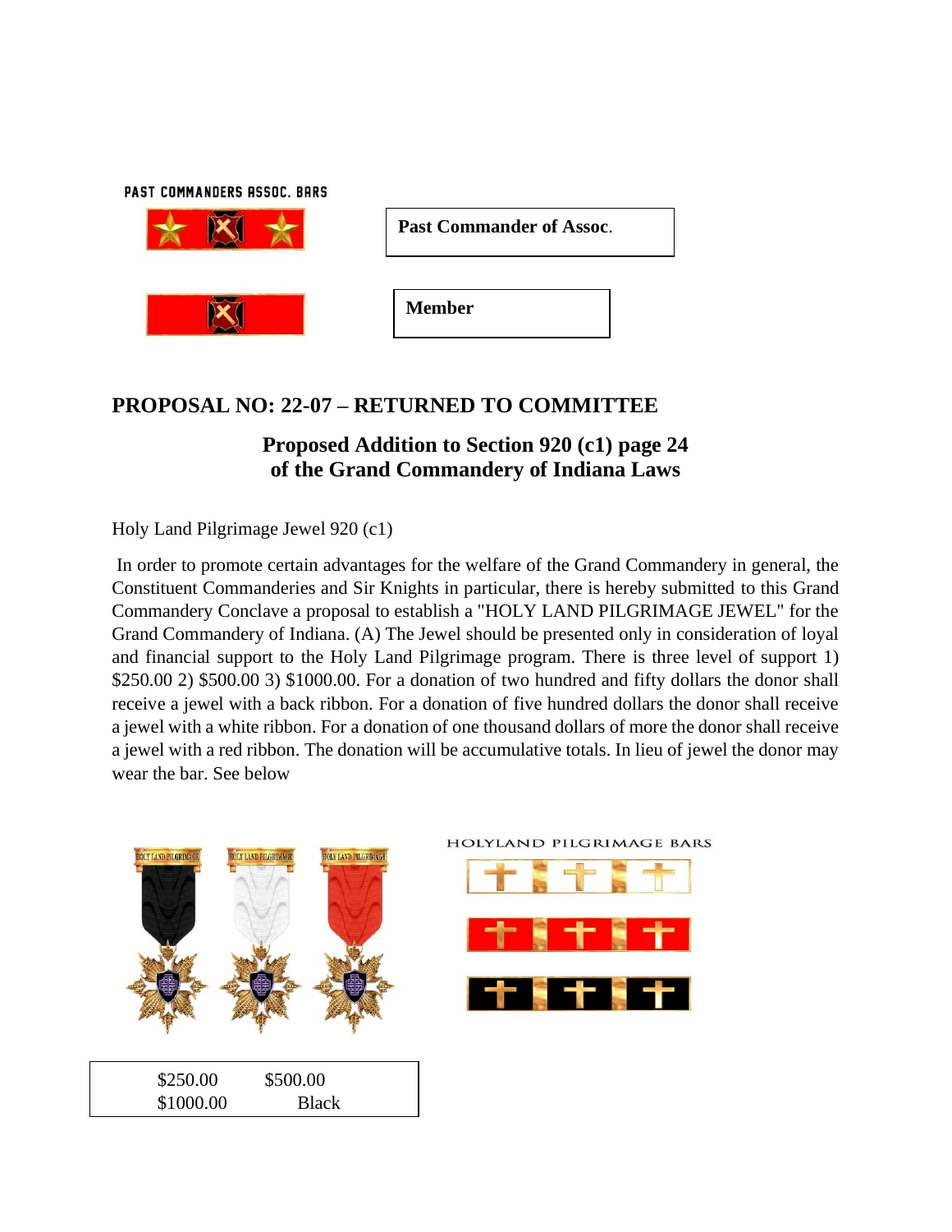PAST COMMANDERS ASSOC. BARS

**Past Commander of Assoc.**

**Member**

## PROPOSAL NO: 22-07 – RETURNED TO COMMITTEE

### Proposed Addition to Section 920 (c1) page 24 of the Grand Commandery of Indiana Laws

Holy Land Pilgrimage Jewel 920 (c1)

In order to promote certain advantages for the welfare of the Grand Commandery in general, the Constituent Commanderies and Sir Knights in particular, there is hereby submitted to this Grand Commandery Conclave a proposal to establish a "HOLY LAND PILGRIMAGE JEWEL" for the Grand Commandery of Indiana. (A) The Jewel should be presented only in consideration of loyal and financial support to the Holy Land Pilgrimage program. There is three level of support 1) $250.00 2) $500.00 3) $1000.00. For a donation of two hundred and fifty dollars the donor shall receive a jewel with a back ribbon. For a donation of five hundred dollars the donor shall receive a jewel with a white ribbon. For a donation of one thousand dollars of more the donor shall receive a jewel with a red ribbon. The donation will be accumulative totals. In lieu of jewel the donor may wear the bar. See below

HOLYLAND PILGRIMAGE BARS

| $250.00 | $500.00 |
| --- | --- |
| $1000.00 | Black |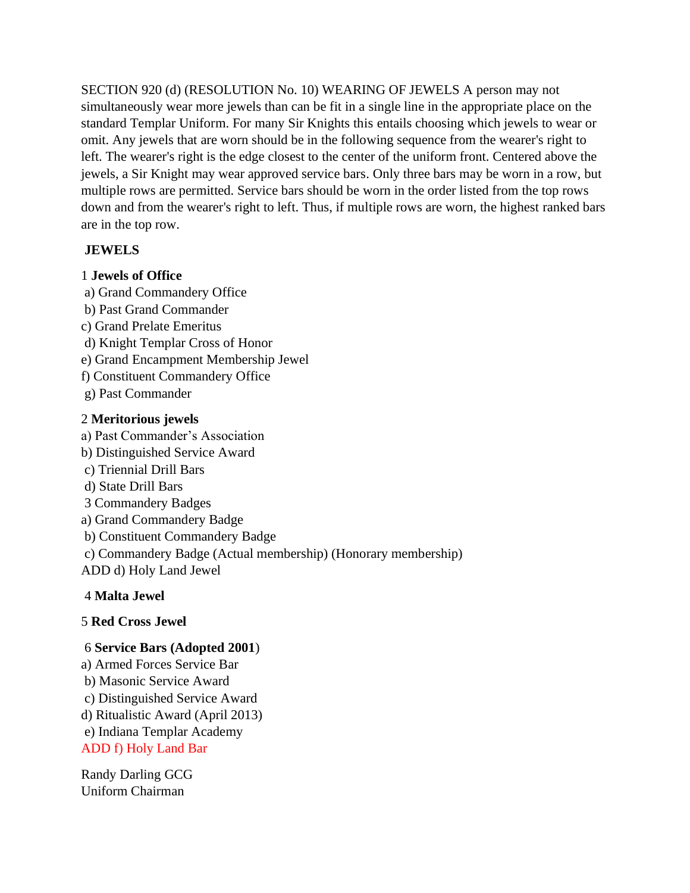SECTION 920 (d) (RESOLUTION No. 10) WEARING OF JEWELS A person may not simultaneously wear more jewels than can be fit in a single line in the appropriate place on the standard Templar Uniform. For many Sir Knights this entails choosing which jewels to wear or omit. Any jewels that are worn should be in the following sequence from the wearer's right to left. The wearer's right is the edge closest to the center of the uniform front. Centered above the jewels, a Sir Knight may wear approved service bars. Only three bars may be worn in a row, but multiple rows are permitted. Service bars should be worn in the order listed from the top rows down and from the wearer's right to left. Thus, if multiple rows are worn, the highest ranked bars are in the top row.

**JEWELS**

1 **Jewels of Office**

a) Grand Commandery Office
b) Past Grand Commander
c) Grand Prelate Emeritus
d) Knight Templar Cross of Honor
e) Grand Encampment Membership Jewel
f) Constituent Commandery Office
g) Past Commander

2 **Meritorious jewels**

a) Past Commander's Association
b) Distinguished Service Award
c) Triennial Drill Bars
d) State Drill Bars

3 Commandery Badges

a) Grand Commandery Badge
b) Constituent Commandery Badge
c) Commandery Badge (Actual membership) (Honorary membership)
ADD d) Holy Land Jewel

4 **Malta Jewel**

5 **Red Cross Jewel**

6 **Service Bars (Adopted 2001**)

a) Armed Forces Service Bar
b) Masonic Service Award
c) Distinguished Service Award
d) Ritualistic Award (April 2013)
e) Indiana Templar Academy
ADD f) Holy Land Bar

Randy Darling GCG
Uniform Chairman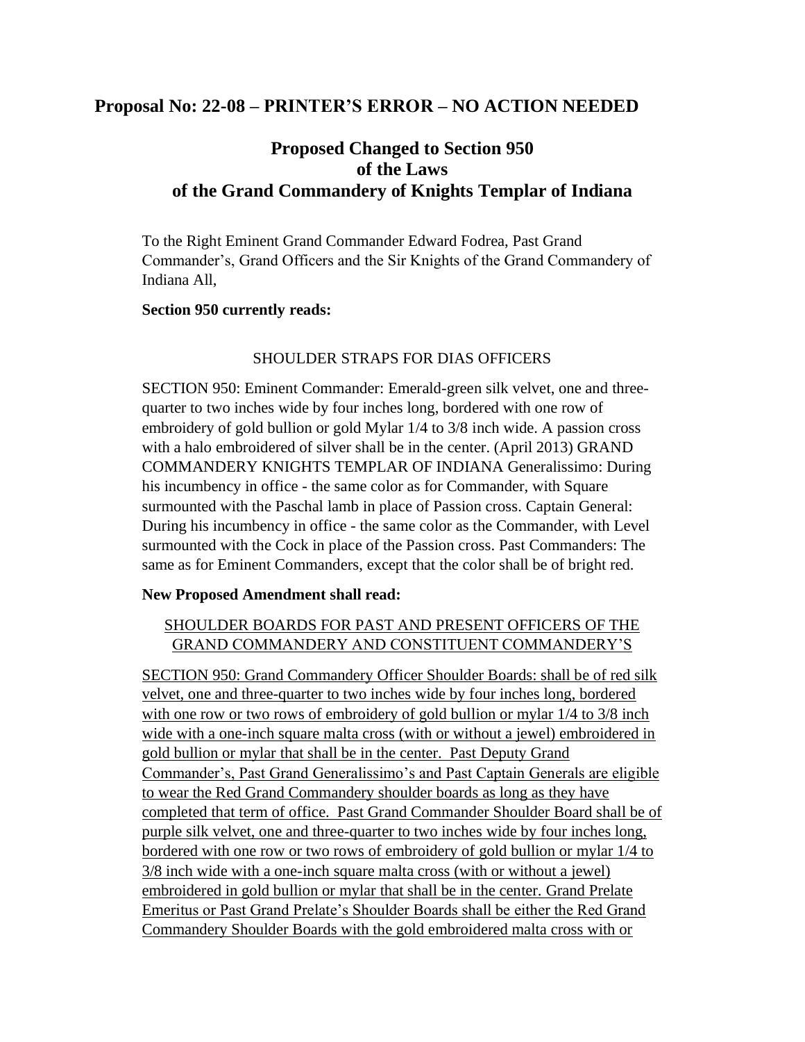## Proposal No: 22-08 – PRINTER'S ERROR – NO ACTION NEEDED

### Proposed Changed to Section 950 of the Laws of the Grand Commandery of Knights Templar of Indiana

To the Right Eminent Grand Commander Edward Fodrea, Past Grand Commander's, Grand Officers and the Sir Knights of the Grand Commandery of Indiana All,

**Section 950 currently reads:**

SHOULDER STRAPS FOR DIAS OFFICERS

SECTION 950: Eminent Commander: Emerald-green silk velvet, one and three-quarter to two inches wide by four inches long, bordered with one row of embroidery of gold bullion or gold Mylar 1/4 to 3/8 inch wide. A passion cross with a halo embroidered of silver shall be in the center. (April 2013) GRAND COMMANDERY KNIGHTS TEMPLAR OF INDIANA Generalissimo: During his incumbency in office - the same color as for Commander, with Square surmounted with the Paschal lamb in place of Passion cross. Captain General: During his incumbency in office - the same color as the Commander, with Level surmounted with the Cock in place of the Passion cross. Past Commanders: The same as for Eminent Commanders, except that the color shall be of bright red.

**New Proposed Amendment shall read:**

<u>SHOULDER BOARDS FOR PAST AND PRESENT OFFICERS OF THE GRAND COMMANDERY AND CONSTITUENT COMMANDERY'S</u>

<u>SECTION 950: Grand Commandery Officer Shoulder Boards: shall be of red silk velvet, one and three-quarter to two inches wide by four inches long, bordered with one row or two rows of embroidery of gold bullion or mylar 1/4 to 3/8 inch wide with a one-inch square malta cross (with or without a jewel) embroidered in gold bullion or mylar that shall be in the center. Past Deputy Grand Commander's, Past Grand Generalissimo's and Past Captain Generals are eligible to wear the Red Grand Commandery shoulder boards as long as they have completed that term of office. Past Grand Commander Shoulder Board shall be of purple silk velvet, one and three-quarter to two inches wide by four inches long, bordered with one row or two rows of embroidery of gold bullion or mylar 1/4 to 3/8 inch wide with a one-inch square malta cross (with or without a jewel) embroidered in gold bullion or mylar that shall be in the center. Grand Prelate Emeritus or Past Grand Prelate's Shoulder Boards shall be either the Red Grand Commandery Shoulder Boards with the gold embroidered malta cross with or</u>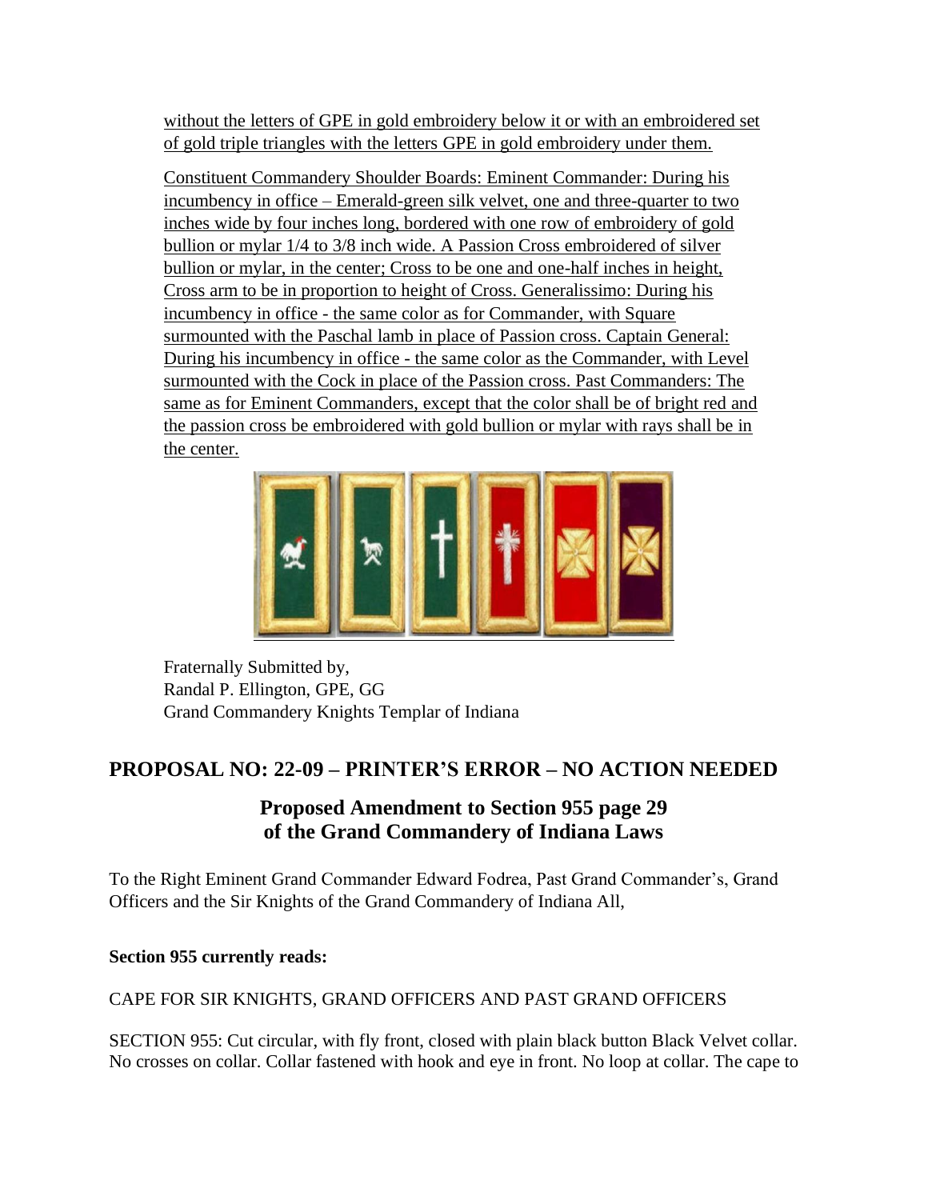without the letters of GPE in gold embroidery below it or with an embroidered set of gold triple triangles with the letters GPE in gold embroidery under them.

Constituent Commandery Shoulder Boards: Eminent Commander: During his incumbency in office – Emerald-green silk velvet, one and three-quarter to two inches wide by four inches long, bordered with one row of embroidery of gold bullion or mylar 1/4 to 3/8 inch wide. A Passion Cross embroidered of silver bullion or mylar, in the center; Cross to be one and one-half inches in height, Cross arm to be in proportion to height of Cross. Generalissimo: During his incumbency in office - the same color as for Commander, with Square surmounted with the Paschal lamb in place of Passion cross. Captain General: During his incumbency in office - the same color as the Commander, with Level surmounted with the Cock in place of the Passion cross. Past Commanders: The same as for Eminent Commanders, except that the color shall be of bright red and the passion cross be embroidered with gold bullion or mylar with rays shall be in the center.

Fraternally Submitted by,
Randal P. Ellington, GPE, GG
Grand Commandery Knights Templar of Indiana

## PROPOSAL NO: 22-09 – PRINTER'S ERROR – NO ACTION NEEDED

### Proposed Amendment to Section 955 page 29 of the Grand Commandery of Indiana Laws

To the Right Eminent Grand Commander Edward Fodrea, Past Grand Commander's, Grand Officers and the Sir Knights of the Grand Commandery of Indiana All,

**Section 955 currently reads:**

CAPE FOR SIR KNIGHTS, GRAND OFFICERS AND PAST GRAND OFFICERS

SECTION 955: Cut circular, with fly front, closed with plain black button Black Velvet collar. No crosses on collar. Collar fastened with hook and eye in front. No loop at collar. The cape to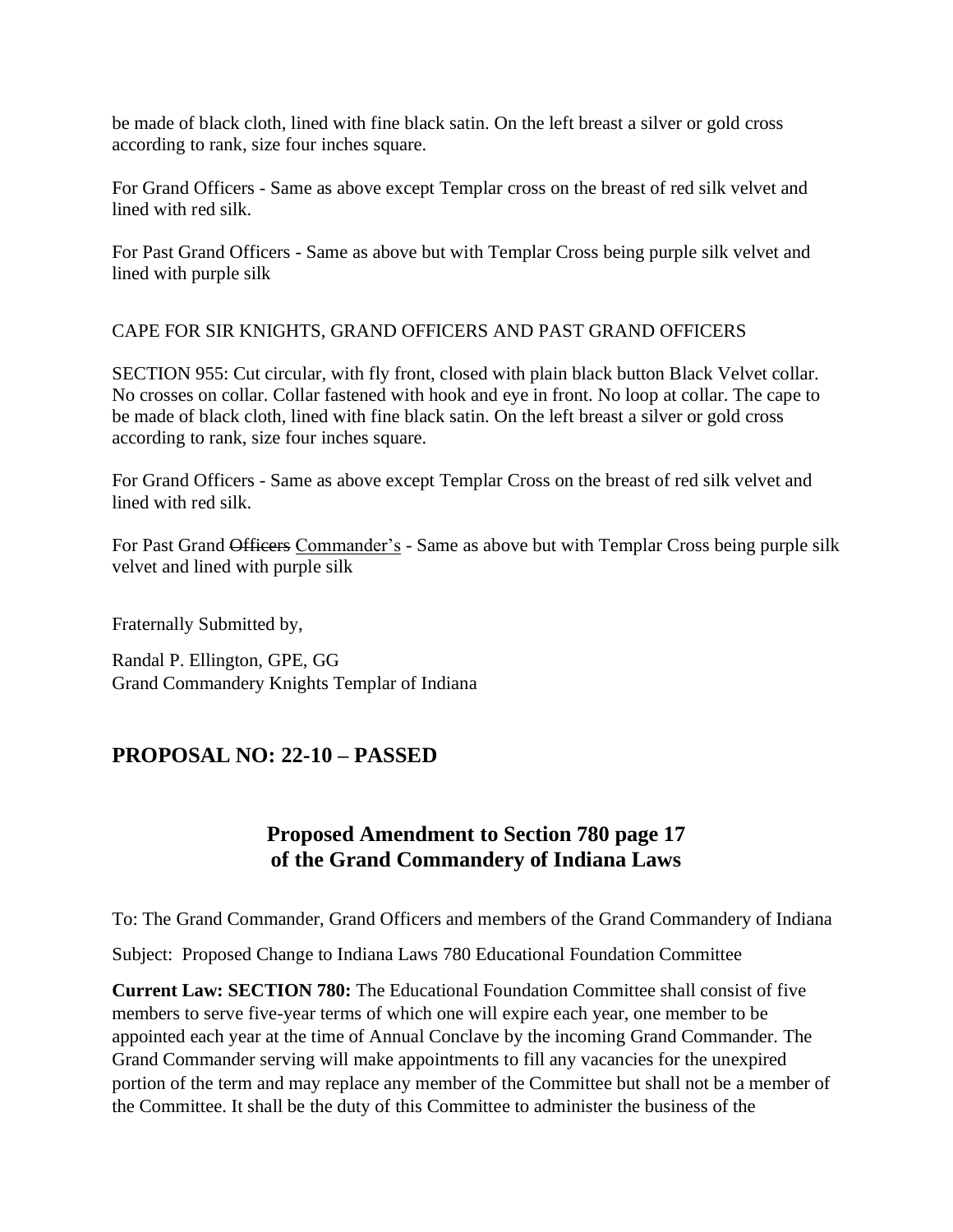be made of black cloth, lined with fine black satin. On the left breast a silver or gold cross according to rank, size four inches square.

For Grand Officers - Same as above except Templar cross on the breast of red silk velvet and lined with red silk.

For Past Grand Officers - Same as above but with Templar Cross being purple silk velvet and lined with purple silk

CAPE FOR SIR KNIGHTS, GRAND OFFICERS AND PAST GRAND OFFICERS

SECTION 955: Cut circular, with fly front, closed with plain black button Black Velvet collar. No crosses on collar. Collar fastened with hook and eye in front. No loop at collar. The cape to be made of black cloth, lined with fine black satin. On the left breast a silver or gold cross according to rank, size four inches square.

For Grand Officers - Same as above except Templar Cross on the breast of red silk velvet and lined with red silk.

For Past Grand ~~Officers~~ <u>Commander's</u> - Same as above but with Templar Cross being purple silk velvet and lined with purple silk

Fraternally Submitted by,

Randal P. Ellington, GPE, GG
Grand Commandery Knights Templar of Indiana

## PROPOSAL NO: 22-10 – PASSED

### Proposed Amendment to Section 780 page 17 of the Grand Commandery of Indiana Laws

To: The Grand Commander, Grand Officers and members of the Grand Commandery of Indiana

Subject: Proposed Change to Indiana Laws 780 Educational Foundation Committee

**Current Law: SECTION 780:** The Educational Foundation Committee shall consist of five members to serve five-year terms of which one will expire each year, one member to be appointed each year at the time of Annual Conclave by the incoming Grand Commander. The Grand Commander serving will make appointments to fill any vacancies for the unexpired portion of the term and may replace any member of the Committee but shall not be a member of the Committee. It shall be the duty of this Committee to administer the business of the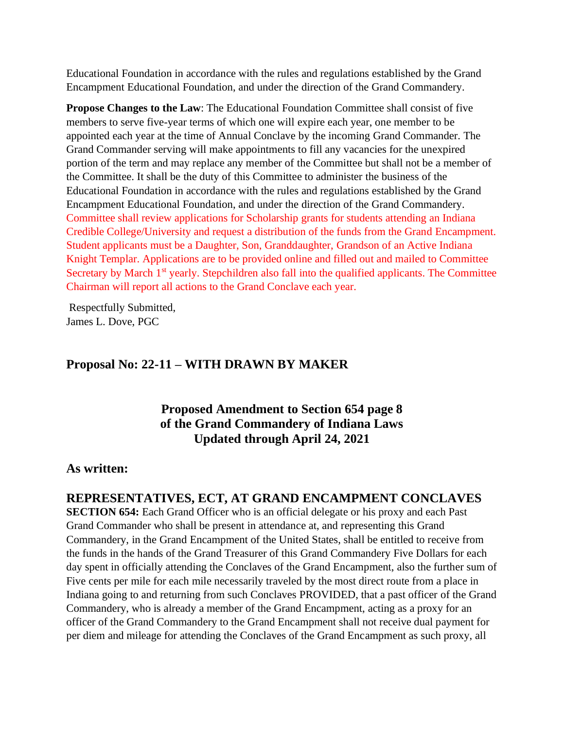Educational Foundation in accordance with the rules and regulations established by the Grand Encampment Educational Foundation, and under the direction of the Grand Commandery.

**Propose Changes to the Law**: The Educational Foundation Committee shall consist of five members to serve five-year terms of which one will expire each year, one member to be appointed each year at the time of Annual Conclave by the incoming Grand Commander. The Grand Commander serving will make appointments to fill any vacancies for the unexpired portion of the term and may replace any member of the Committee but shall not be a member of the Committee. It shall be the duty of this Committee to administer the business of the Educational Foundation in accordance with the rules and regulations established by the Grand Encampment Educational Foundation, and under the direction of the Grand Commandery. Committee shall review applications for Scholarship grants for students attending an Indiana Credible College/University and request a distribution of the funds from the Grand Encampment. Student applicants must be a Daughter, Son, Granddaughter, Grandson of an Active Indiana Knight Templar. Applications are to be provided online and filled out and mailed to Committee Secretary by March 1st yearly. Stepchildren also fall into the qualified applicants. The Committee Chairman will report all actions to the Grand Conclave each year.

Respectfully Submitted,
James L. Dove, PGC

## Proposal No: 22-11 – WITH DRAWN BY MAKER

### Proposed Amendment to Section 654 page 8 of the Grand Commandery of Indiana Laws Updated through April 24, 2021

## As written:

## REPRESENTATIVES, ECT, AT GRAND ENCAMPMENT CONCLAVES

**SECTION 654:** Each Grand Officer who is an official delegate or his proxy and each Past Grand Commander who shall be present in attendance at, and representing this Grand Commandery, in the Grand Encampment of the United States, shall be entitled to receive from the funds in the hands of the Grand Treasurer of this Grand Commandery Five Dollars for each day spent in officially attending the Conclaves of the Grand Encampment, also the further sum of Five cents per mile for each mile necessarily traveled by the most direct route from a place in Indiana going to and returning from such Conclaves PROVIDED, that a past officer of the Grand Commandery, who is already a member of the Grand Encampment, acting as a proxy for an officer of the Grand Commandery to the Grand Encampment shall not receive dual payment for per diem and mileage for attending the Conclaves of the Grand Encampment as such proxy, all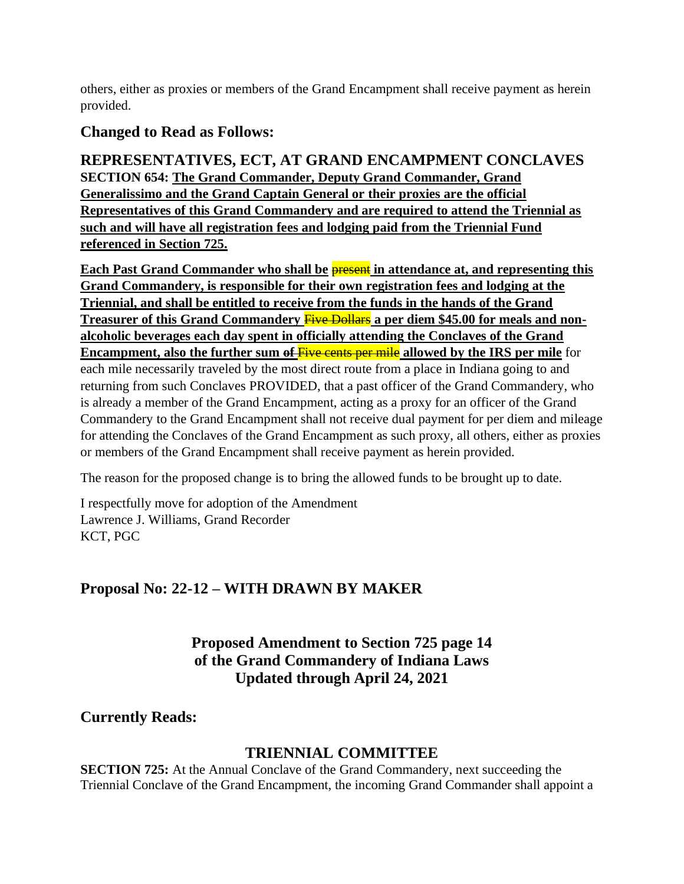others, either as proxies or members of the Grand Encampment shall receive payment as herein provided.

## Changed to Read as Follows:

## REPRESENTATIVES, ECT, AT GRAND ENCAMPMENT CONCLAVES

**SECTION 654: The Grand Commander, Deputy Grand Commander, Grand Generalissimo and the Grand Captain General or their proxies are the official Representatives of this Grand Commandery and are required to attend the Triennial as such and will have all registration fees and lodging paid from the Triennial Fund referenced in Section 725.**

**Each Past Grand Commander who shall be ~~present~~ in attendance at, and representing this Grand Commandery, is responsible for their own registration fees and lodging at the Triennial, and shall be entitled to receive from the funds in the hands of the Grand Treasurer of this Grand Commandery ~~Five Dollars~~ a per diem $45.00 for meals and non-alcoholic beverages each day spent in officially attending the Conclaves of the Grand Encampment, also the further sum ~~of~~ ~~Five cents per mile~~ allowed by the IRS per mile** for each mile necessarily traveled by the most direct route from a place in Indiana going to and returning from such Conclaves PROVIDED, that a past officer of the Grand Commandery, who is already a member of the Grand Encampment, acting as a proxy for an officer of the Grand Commandery to the Grand Encampment shall not receive dual payment for per diem and mileage for attending the Conclaves of the Grand Encampment as such proxy, all others, either as proxies or members of the Grand Encampment shall receive payment as herein provided.

The reason for the proposed change is to bring the allowed funds to be brought up to date.

I respectfully move for adoption of the Amendment
Lawrence J. Williams, Grand Recorder
KCT, PGC

## Proposal No: 22-12 – WITH DRAWN BY MAKER

### Proposed Amendment to Section 725 page 14 of the Grand Commandery of Indiana Laws Updated through April 24, 2021

## Currently Reads:

## TRIENNIAL COMMITTEE

**SECTION 725:** At the Annual Conclave of the Grand Commandery, next succeeding the Triennial Conclave of the Grand Encampment, the incoming Grand Commander shall appoint a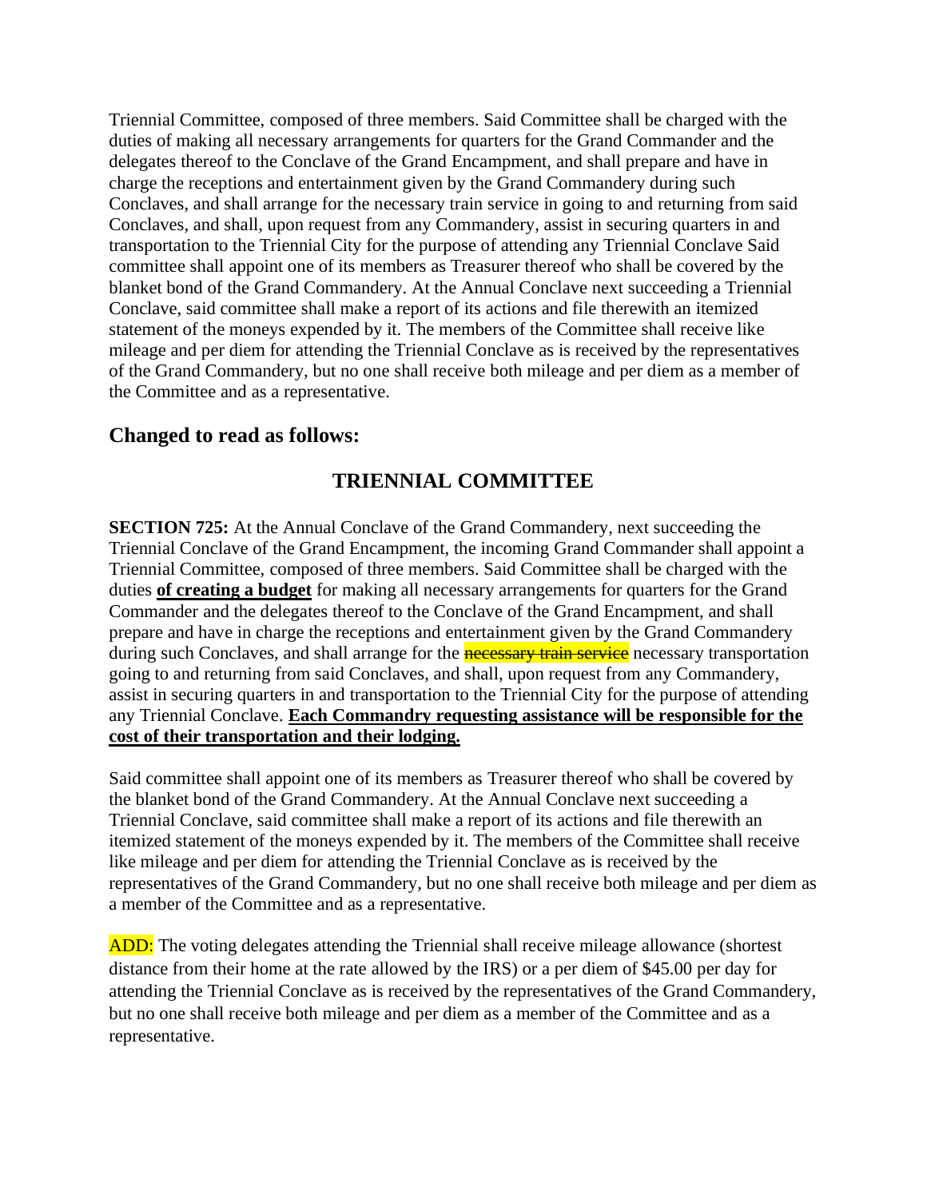Triennial Committee, composed of three members. Said Committee shall be charged with the duties of making all necessary arrangements for quarters for the Grand Commander and the delegates thereof to the Conclave of the Grand Encampment, and shall prepare and have in charge the receptions and entertainment given by the Grand Commandery during such Conclaves, and shall arrange for the necessary train service in going to and returning from said Conclaves, and shall, upon request from any Commandery, assist in securing quarters in and transportation to the Triennial City for the purpose of attending any Triennial Conclave Said committee shall appoint one of its members as Treasurer thereof who shall be covered by the blanket bond of the Grand Commandery. At the Annual Conclave next succeeding a Triennial Conclave, said committee shall make a report of its actions and file therewith an itemized statement of the moneys expended by it. The members of the Committee shall receive like mileage and per diem for attending the Triennial Conclave as is received by the representatives of the Grand Commandery, but no one shall receive both mileage and per diem as a member of the Committee and as a representative.

## Changed to read as follows:

### TRIENNIAL COMMITTEE

**SECTION 725:** At the Annual Conclave of the Grand Commandery, next succeeding the Triennial Conclave of the Grand Encampment, the incoming Grand Commander shall appoint a Triennial Committee, composed of three members. Said Committee shall be charged with the duties **<u>of creating a budget</u>** for making all necessary arrangements for quarters for the Grand Commander and the delegates thereof to the Conclave of the Grand Encampment, and shall prepare and have in charge the receptions and entertainment given by the Grand Commandery during such Conclaves, and shall arrange for the ~~necessary train service~~ necessary transportation going to and returning from said Conclaves, and shall, upon request from any Commandery, assist in securing quarters in and transportation to the Triennial City for the purpose of attending any Triennial Conclave. **<u>Each Commandry requesting assistance will be responsible for the cost of their transportation and their lodging.</u>**

Said committee shall appoint one of its members as Treasurer thereof who shall be covered by the blanket bond of the Grand Commandery. At the Annual Conclave next succeeding a Triennial Conclave, said committee shall make a report of its actions and file therewith an itemized statement of the moneys expended by it. The members of the Committee shall receive like mileage and per diem for attending the Triennial Conclave as is received by the representatives of the Grand Commandery, but no one shall receive both mileage and per diem as a member of the Committee and as a representative.

ADD: The voting delegates attending the Triennial shall receive mileage allowance (shortest distance from their home at the rate allowed by the IRS) or a per diem of $45.00 per day for attending the Triennial Conclave as is received by the representatives of the Grand Commandery, but no one shall receive both mileage and per diem as a member of the Committee and as a representative.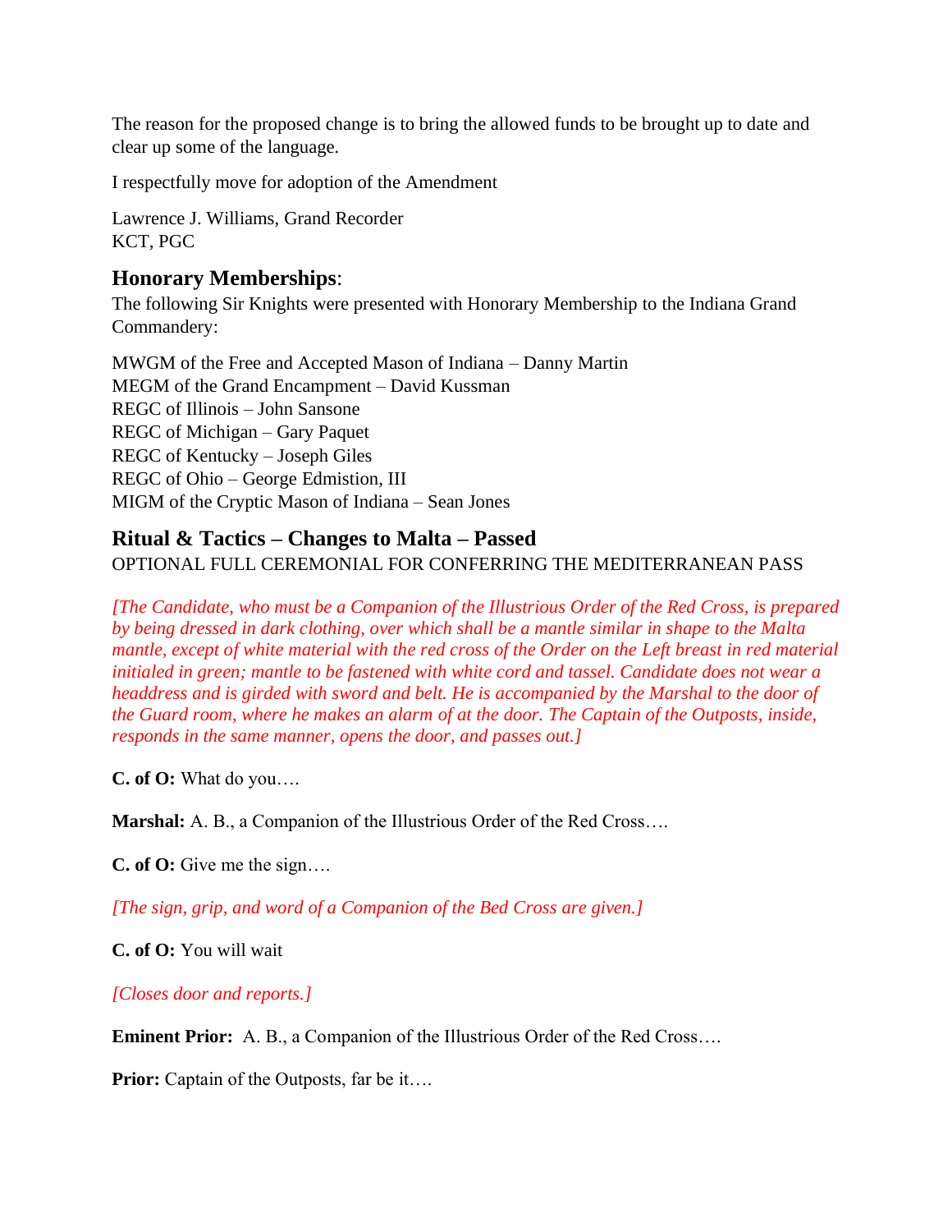The reason for the proposed change is to bring the allowed funds to be brought up to date and clear up some of the language.

I respectfully move for adoption of the Amendment

Lawrence J. Williams, Grand Recorder
KCT, PGC

## **Honorary Memberships**:

The following Sir Knights were presented with Honorary Membership to the Indiana Grand Commandery:

MWGM of the Free and Accepted Mason of Indiana – Danny Martin
MEGM of the Grand Encampment – David Kussman
REGC of Illinois – John Sansone
REGC of Michigan – Gary Paquet
REGC of Kentucky – Joseph Giles
REGC of Ohio – George Edmistion, III
MIGM of the Cryptic Mason of Indiana – Sean Jones

## **Ritual & Tactics – Changes to Malta – Passed**

OPTIONAL FULL CEREMONIAL FOR CONFERRING THE MEDITERRANEAN PASS

*[The Candidate, who must be a Companion of the Illustrious Order of the Red Cross, is prepared by being dressed in dark clothing, over which shall be a mantle similar in shape to the Malta mantle, except of white material with the red cross of the Order on the Left breast in red material initialed in green; mantle to be fastened with white cord and tassel. Candidate does not wear a headdress and is girded with sword and belt. He is accompanied by the Marshal to the door of the Guard room, where he makes an alarm of at the door. The Captain of the Outposts, inside, responds in the same manner, opens the door, and passes out.]*

**C. of O:** What do you….

**Marshal:** A. B., a Companion of the Illustrious Order of the Red Cross….

**C. of O:** Give me the sign….

*[The sign, grip, and word of a Companion of the Bed Cross are given.]*

**C. of O:** You will wait

*[Closes door and reports.]*

**Eminent Prior:** A. B., a Companion of the Illustrious Order of the Red Cross….

**Prior:** Captain of the Outposts, far be it….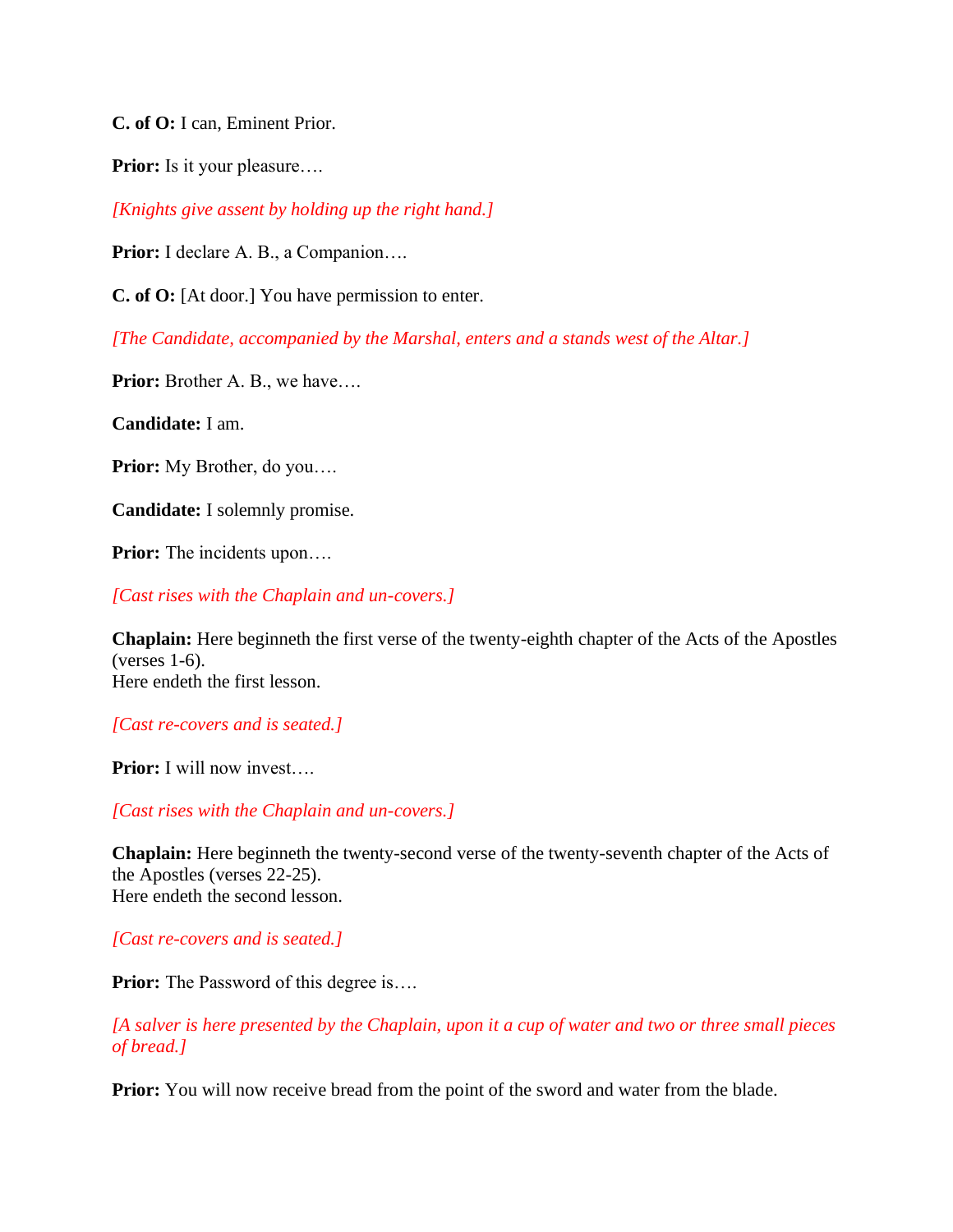**C. of O:** I can, Eminent Prior.

**Prior:** Is it your pleasure….

*[Knights give assent by holding up the right hand.]*

**Prior:** I declare A. B., a Companion….

**C. of O:** [At door.] You have permission to enter.

*[The Candidate, accompanied by the Marshal, enters and a stands west of the Altar.]*

**Prior:** Brother A. B., we have….

**Candidate:** I am.

**Prior:** My Brother, do you….

**Candidate:** I solemnly promise.

**Prior:** The incidents upon….

*[Cast rises with the Chaplain and un-covers.]*

**Chaplain:** Here beginneth the first verse of the twenty-eighth chapter of the Acts of the Apostles (verses 1-6).
Here endeth the first lesson.

*[Cast re-covers and is seated.]*

**Prior:** I will now invest….

*[Cast rises with the Chaplain and un-covers.]*

**Chaplain:** Here beginneth the twenty-second verse of the twenty-seventh chapter of the Acts of the Apostles (verses 22-25).
Here endeth the second lesson.

*[Cast re-covers and is seated.]*

**Prior:** The Password of this degree is….

*[A salver is here presented by the Chaplain, upon it a cup of water and two or three small pieces of bread.]*

**Prior:** You will now receive bread from the point of the sword and water from the blade.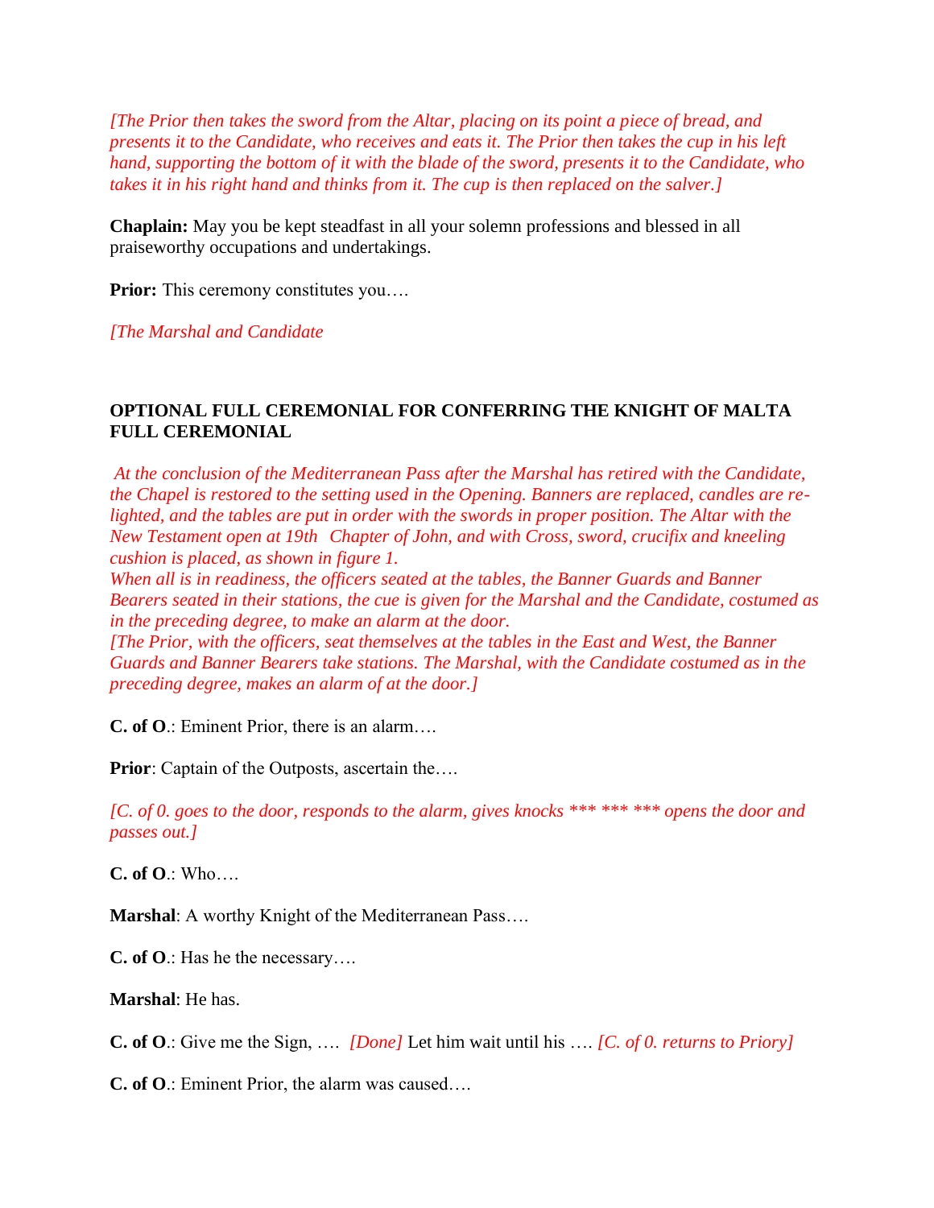*[The Prior then takes the sword from the Altar, placing on its point a piece of bread, and presents it to the Candidate, who receives and eats it. The Prior then takes the cup in his left hand, supporting the bottom of it with the blade of the sword, presents it to the Candidate, who takes it in his right hand and thinks from it. The cup is then replaced on the salver.]*

**Chaplain:** May you be kept steadfast in all your solemn professions and blessed in all praiseworthy occupations and undertakings.

**Prior:** This ceremony constitutes you….

*[The Marshal and Candidate*

## OPTIONAL FULL CEREMONIAL FOR CONFERRING THE KNIGHT OF MALTA FULL CEREMONIAL

*At the conclusion of the Mediterranean Pass after the Marshal has retired with the Candidate, the Chapel is restored to the setting used in the Opening. Banners are replaced, candles are re-lighted, and the tables are put in order with the swords in proper position. The Altar with the New Testament open at 19th Chapter of John, and with Cross, sword, crucifix and kneeling cushion is placed, as shown in figure 1.*
*When all is in readiness, the officers seated at the tables, the Banner Guards and Banner Bearers seated in their stations, the cue is given for the Marshal and the Candidate, costumed as in the preceding degree, to make an alarm at the door.*
*[The Prior, with the officers, seat themselves at the tables in the East and West, the Banner Guards and Banner Bearers take stations. The Marshal, with the Candidate costumed as in the preceding degree, makes an alarm of at the door.]*

**C. of O**.: Eminent Prior, there is an alarm….

**Prior**: Captain of the Outposts, ascertain the….

*[C. of 0. goes to the door, responds to the alarm, gives knocks *** *** *** opens the door and passes out.]*

**C. of O**.: Who….

**Marshal**: A worthy Knight of the Mediterranean Pass….

**C. of O**.: Has he the necessary….

**Marshal**: He has.

**C. of O**.: Give me the Sign, …. *[Done]* Let him wait until his …. *[C. of 0. returns to Priory]*

**C. of O**.: Eminent Prior, the alarm was caused….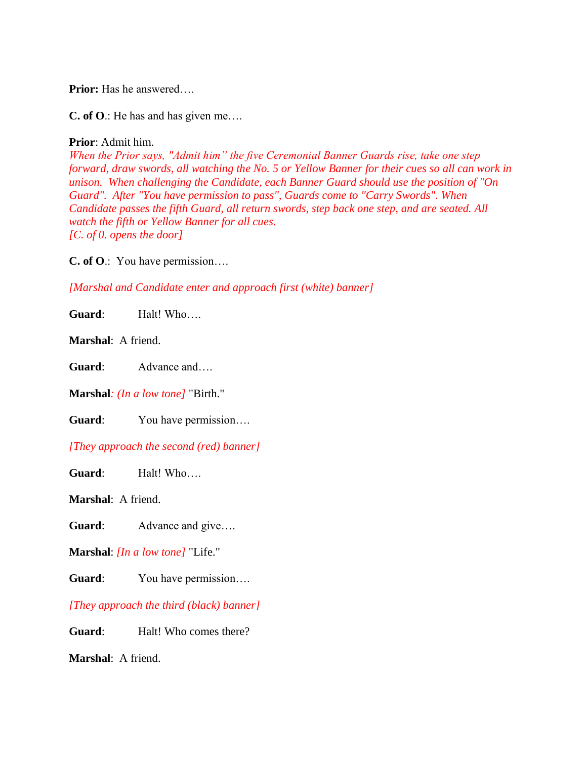**Prior:** Has he answered….

**C. of O**.: He has and has given me….

**Prior**: Admit him.
*When the Prior says, "Admit him" the five Ceremonial Banner Guards rise, take one step forward, draw swords, all watching the No. 5 or Yellow Banner for their cues so all can work in unison. When challenging the Candidate, each Banner Guard should use the position of "On Guard". After "You have permission to pass", Guards come to "Carry Swords". When Candidate passes the fifth Guard, all return swords, step back one step, and are seated. All watch the fifth or Yellow Banner for all cues.*
*[C. of 0. opens the door]*

**C. of O**.: You have permission….

*[Marshal and Candidate enter and approach first (white) banner]*

**Guard**: Halt! Who….

**Marshal**: A friend.

**Guard**: Advance and….

**Marshal**: *(In a low tone]* "Birth."

**Guard**: You have permission….

*[They approach the second (red) banner]*

**Guard**: Halt! Who….

**Marshal**: A friend.

**Guard**: Advance and give….

**Marshal**: *[In a low tone]* "Life."

**Guard**: You have permission….

*[They approach the third (black) banner]*

**Guard**: Halt! Who comes there?

**Marshal**: A friend.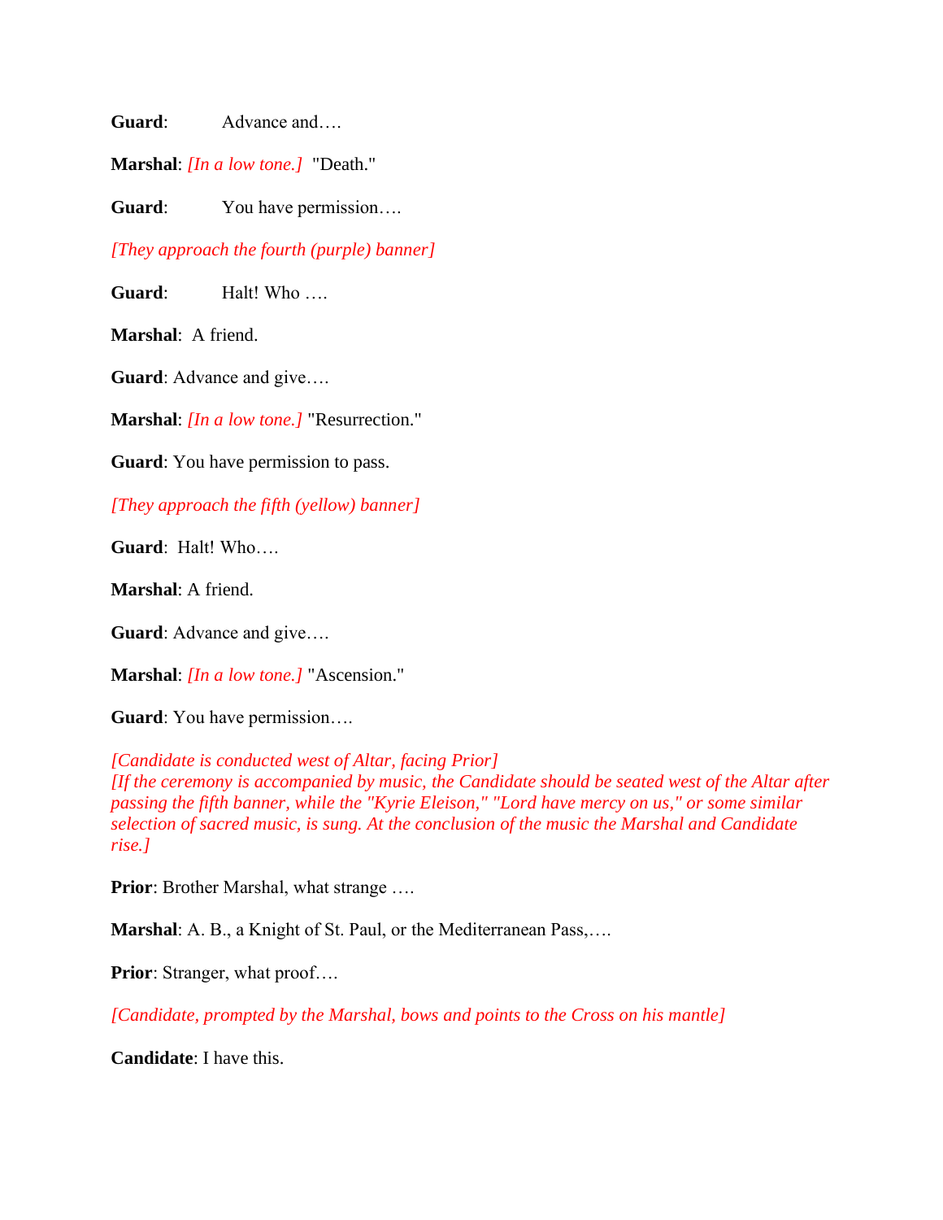**Guard**: Advance and….

**Marshal**: *[In a low tone.]* "Death."

**Guard**: You have permission….

*[They approach the fourth (purple) banner]*

**Guard**: Halt! Who ….

**Marshal**: A friend.

**Guard**: Advance and give….

**Marshal**: *[In a low tone.]* "Resurrection."

**Guard**: You have permission to pass.

*[They approach the fifth (yellow) banner]*

**Guard**: Halt! Who….

**Marshal**: A friend.

**Guard**: Advance and give….

**Marshal**: *[In a low tone.]* "Ascension."

**Guard**: You have permission….

*[Candidate is conducted west of Altar, facing Prior]*
*[If the ceremony is accompanied by music, the Candidate should be seated west of the Altar after passing the fifth banner, while the "Kyrie Eleison," "Lord have mercy on us," or some similar selection of sacred music, is sung. At the conclusion of the music the Marshal and Candidate rise.]*

**Prior**: Brother Marshal, what strange ….

**Marshal**: A. B., a Knight of St. Paul, or the Mediterranean Pass,….

**Prior**: Stranger, what proof….

*[Candidate, prompted by the Marshal, bows and points to the Cross on his mantle]*

**Candidate**: I have this.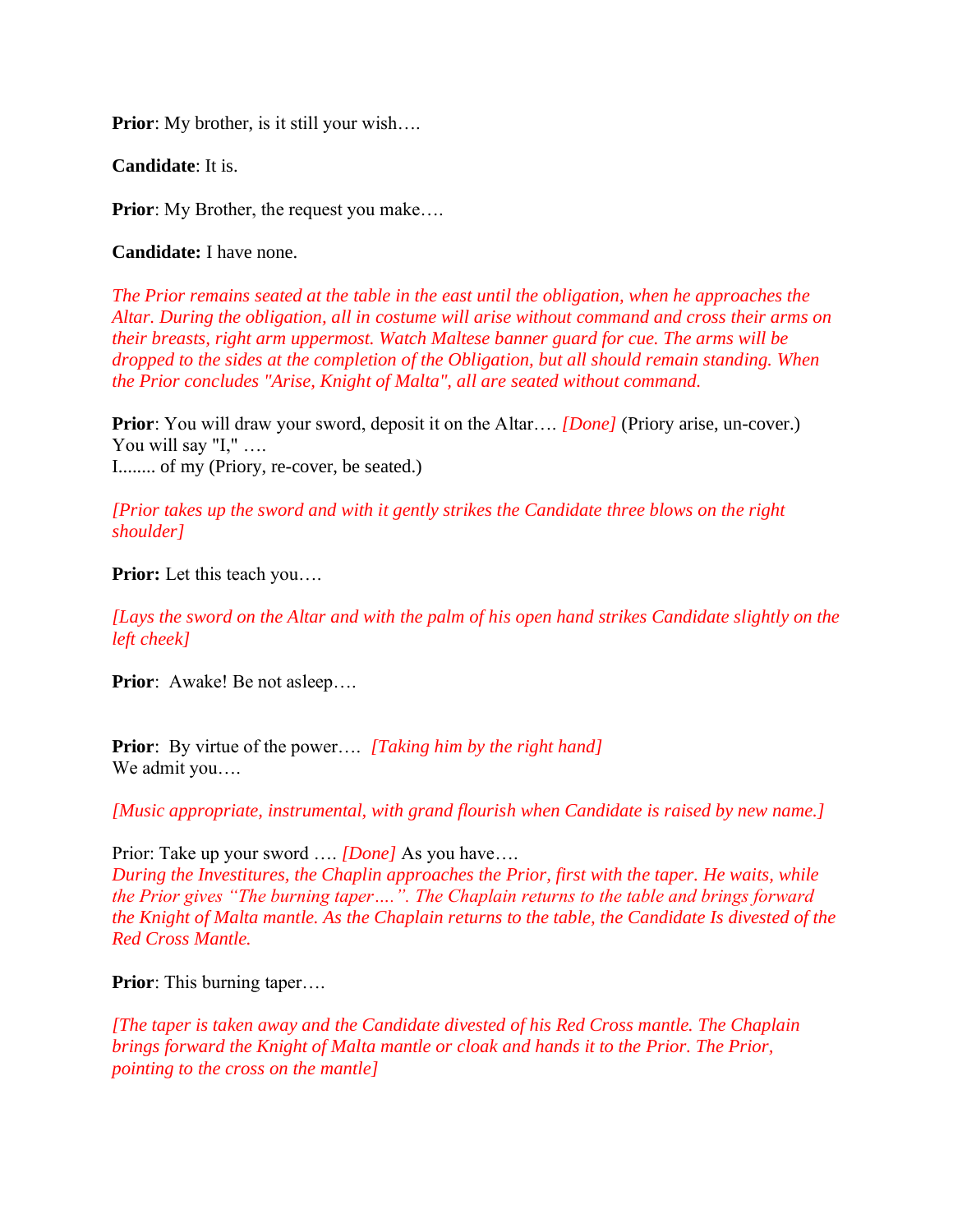**Prior**: My brother, is it still your wish….

**Candidate**: It is.

**Prior**: My Brother, the request you make….

**Candidate:** I have none.

*The Prior remains seated at the table in the east until the obligation, when he approaches the Altar. During the obligation, all in costume will arise without command and cross their arms on their breasts, right arm uppermost. Watch Maltese banner guard for cue. The arms will be dropped to the sides at the completion of the Obligation, but all should remain standing. When the Prior concludes "Arise, Knight of Malta", all are seated without command.*

**Prior**: You will draw your sword, deposit it on the Altar…. *[Done]* (Priory arise, un-cover.)
You will say "I," ….
I........ of my (Priory, re-cover, be seated.)

*[Prior takes up the sword and with it gently strikes the Candidate three blows on the right shoulder]*

**Prior:** Let this teach you….

*[Lays the sword on the Altar and with the palm of his open hand strikes Candidate slightly on the left cheek]*

**Prior**: Awake! Be not asleep….

**Prior**: By virtue of the power…. *[Taking him by the right hand]*
We admit you….

*[Music appropriate, instrumental, with grand flourish when Candidate is raised by new name.]*

Prior: Take up your sword …. *[Done]* As you have….
*During the Investitures, the Chaplin approaches the Prior, first with the taper. He waits, while the Prior gives "The burning taper….". The Chaplain returns to the table and brings forward the Knight of Malta mantle. As the Chaplain returns to the table, the Candidate Is divested of the Red Cross Mantle.*

**Prior**: This burning taper….

*[The taper is taken away and the Candidate divested of his Red Cross mantle. The Chaplain brings forward the Knight of Malta mantle or cloak and hands it to the Prior. The Prior, pointing to the cross on the mantle]*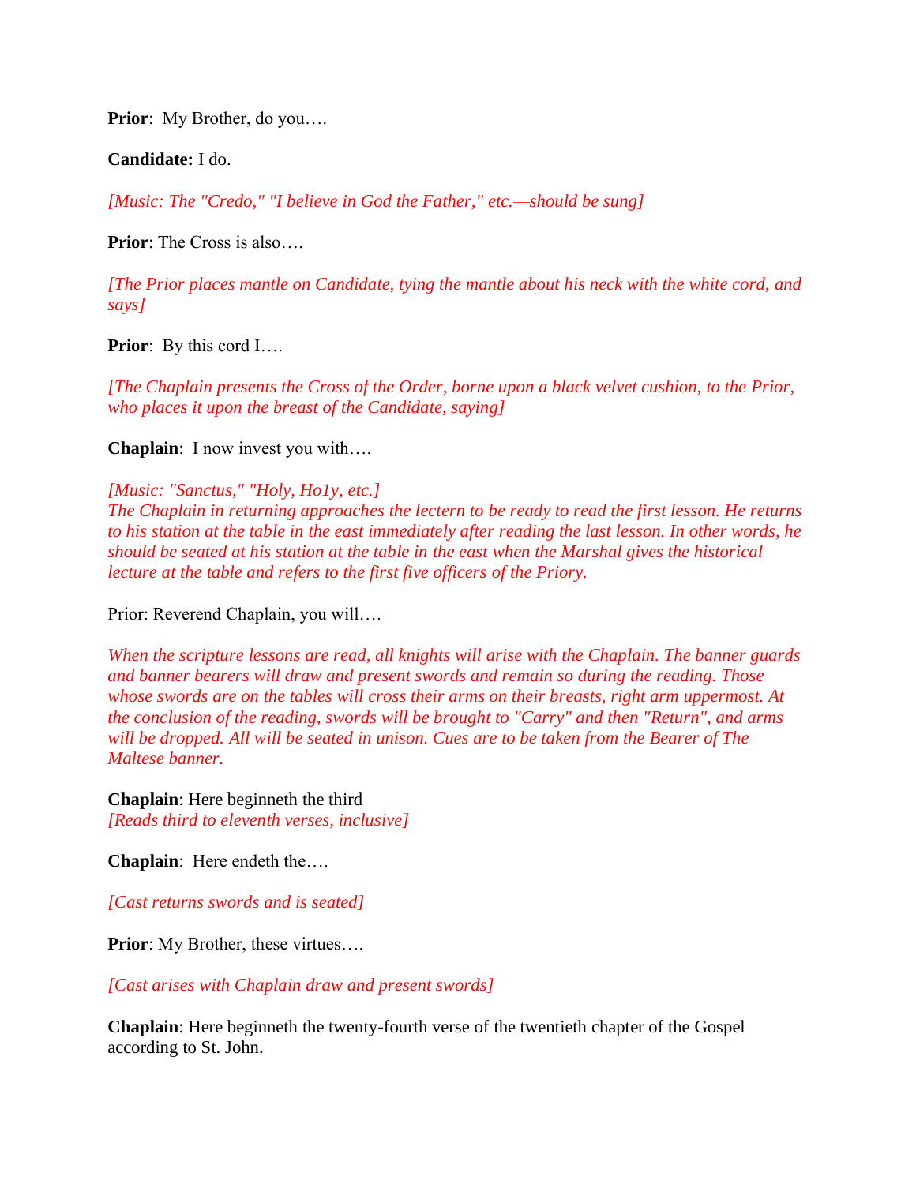**Prior**:  My Brother, do you….

**Candidate:** I do.

*[Music: The "Credo," "I believe in God the Father," etc.—should be sung]*

**Prior**: The Cross is also….

*[The Prior places mantle on Candidate, tying the mantle about his neck with the white cord, and says]*

**Prior**:  By this cord I….

*[The Chaplain presents the Cross of the Order, borne upon a black velvet cushion, to the Prior, who places it upon the breast of the Candidate, saying]*

**Chaplain**:  I now invest you with….

*[Music: "Sanctus," "Holy, Ho1y, etc.]*
*The Chaplain in returning approaches the lectern to be ready to read the first lesson. He returns to his station at the table in the east immediately after reading the last lesson. In other words, he should be seated at his station at the table in the east when the Marshal gives the historical lecture at the table and refers to the first five officers of the Priory.*

Prior: Reverend Chaplain, you will….

*When the scripture lessons are read, all knights will arise with the Chaplain. The banner guards and banner bearers will draw and present swords and remain so during the reading. Those whose swords are on the tables will cross their arms on their breasts, right arm uppermost. At the conclusion of the reading, swords will be brought to "Carry" and then "Return", and arms will be dropped. All will be seated in unison. Cues are to be taken from the Bearer of The Maltese banner.*

**Chaplain**: Here beginneth the third
*[Reads third to eleventh verses, inclusive]*

**Chaplain**:  Here endeth the….

*[Cast returns swords and is seated]*

**Prior**: My Brother, these virtues….

*[Cast arises with Chaplain draw and present swords]*

**Chaplain**: Here beginneth the twenty-fourth verse of the twentieth chapter of the Gospel according to St. John.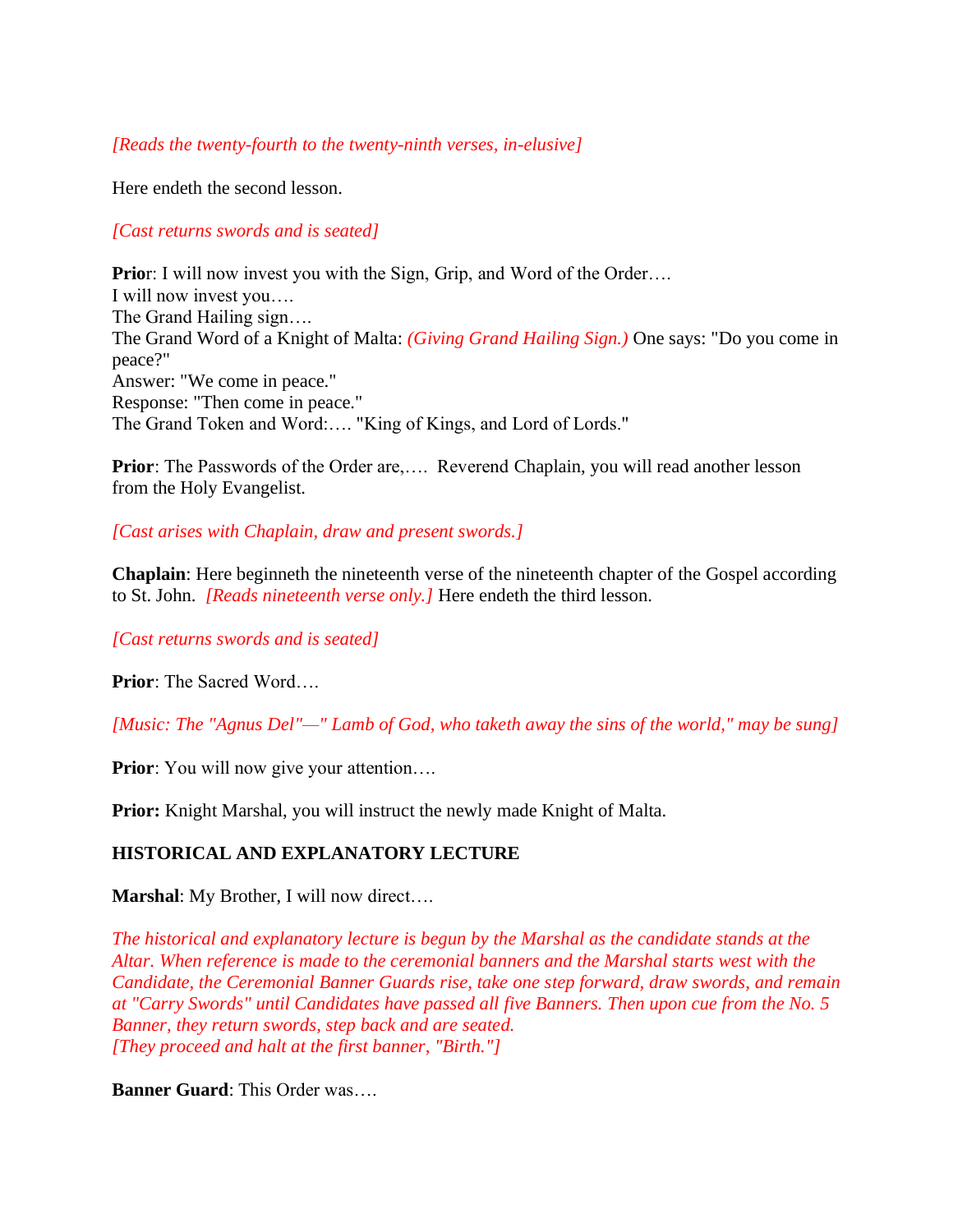*[Reads the twenty-fourth to the twenty-ninth verses, in-elusive]*

Here endeth the second lesson.

*[Cast returns swords and is seated]*

**Prior**: I will now invest you with the Sign, Grip, and Word of the Order….
I will now invest you….
The Grand Hailing sign….
The Grand Word of a Knight of Malta: *(Giving Grand Hailing Sign.)* One says: "Do you come in peace?"
Answer: "We come in peace."
Response: "Then come in peace."
The Grand Token and Word:…. "King of Kings, and Lord of Lords."

**Prior**: The Passwords of the Order are,…. Reverend Chaplain, you will read another lesson from the Holy Evangelist.

*[Cast arises with Chaplain, draw and present swords.]*

**Chaplain**: Here beginneth the nineteenth verse of the nineteenth chapter of the Gospel according to St. John. *[Reads nineteenth verse only.]* Here endeth the third lesson.

*[Cast returns swords and is seated]*

**Prior**: The Sacred Word….

*[Music: The "Agnus Del"—" Lamb of God, who taketh away the sins of the world," may be sung]*

**Prior**: You will now give your attention….

**Prior:** Knight Marshal, you will instruct the newly made Knight of Malta.

**HISTORICAL AND EXPLANATORY LECTURE**

**Marshal**: My Brother, I will now direct….

*The historical and explanatory lecture is begun by the Marshal as the candidate stands at the Altar. When reference is made to the ceremonial banners and the Marshal starts west with the Candidate, the Ceremonial Banner Guards rise, take one step forward, draw swords, and remain at "Carry Swords" until Candidates have passed all five Banners. Then upon cue from the No. 5 Banner, they return swords, step back and are seated.*
*[They proceed and halt at the first banner, "Birth."]*

**Banner Guard**: This Order was….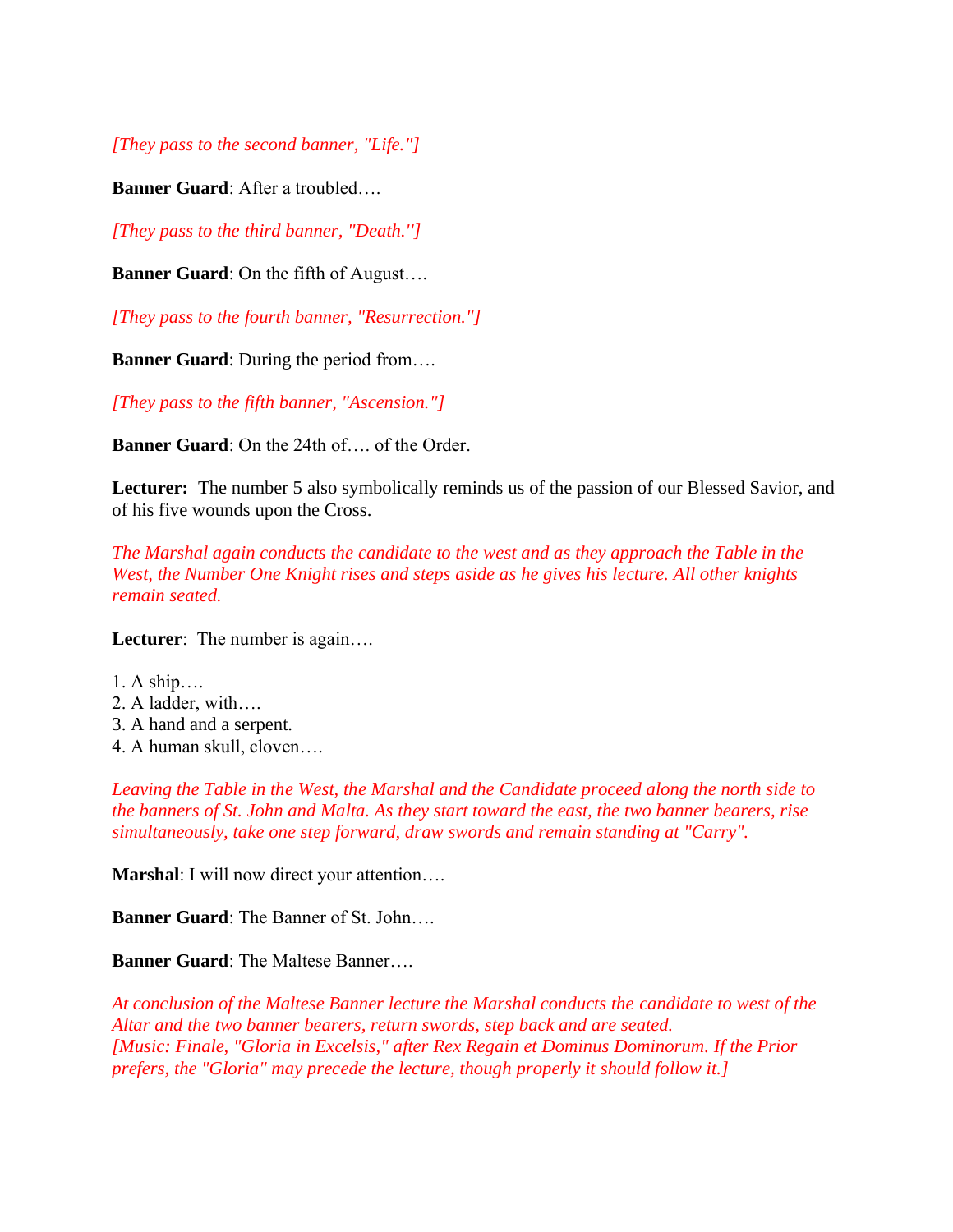*[They pass to the second banner, "Life."]*

**Banner Guard**: After a troubled….

*[They pass to the third banner, "Death."]*

**Banner Guard**: On the fifth of August….

*[They pass to the fourth banner, "Resurrection."]*

**Banner Guard**: During the period from….

*[They pass to the fifth banner, "Ascension."]*

**Banner Guard**: On the 24th of…. of the Order.

**Lecturer:** The number 5 also symbolically reminds us of the passion of our Blessed Savior, and of his five wounds upon the Cross.

*The Marshal again conducts the candidate to the west and as they approach the Table in the West, the Number One Knight rises and steps aside as he gives his lecture. All other knights remain seated.*

**Lecturer**: The number is again….

1. A ship….
2. A ladder, with….
3. A hand and a serpent.
4. A human skull, cloven….

*Leaving the Table in the West, the Marshal and the Candidate proceed along the north side to the banners of St. John and Malta. As they start toward the east, the two banner bearers, rise simultaneously, take one step forward, draw swords and remain standing at "Carry".*

**Marshal**: I will now direct your attention….

**Banner Guard**: The Banner of St. John….

**Banner Guard**: The Maltese Banner….

*At conclusion of the Maltese Banner lecture the Marshal conducts the candidate to west of the Altar and the two banner bearers, return swords, step back and are seated.*
*[Music: Finale, "Gloria in Excelsis," after Rex Regain et Dominus Dominorum. If the Prior prefers, the "Gloria" may precede the lecture, though properly it should follow it.]*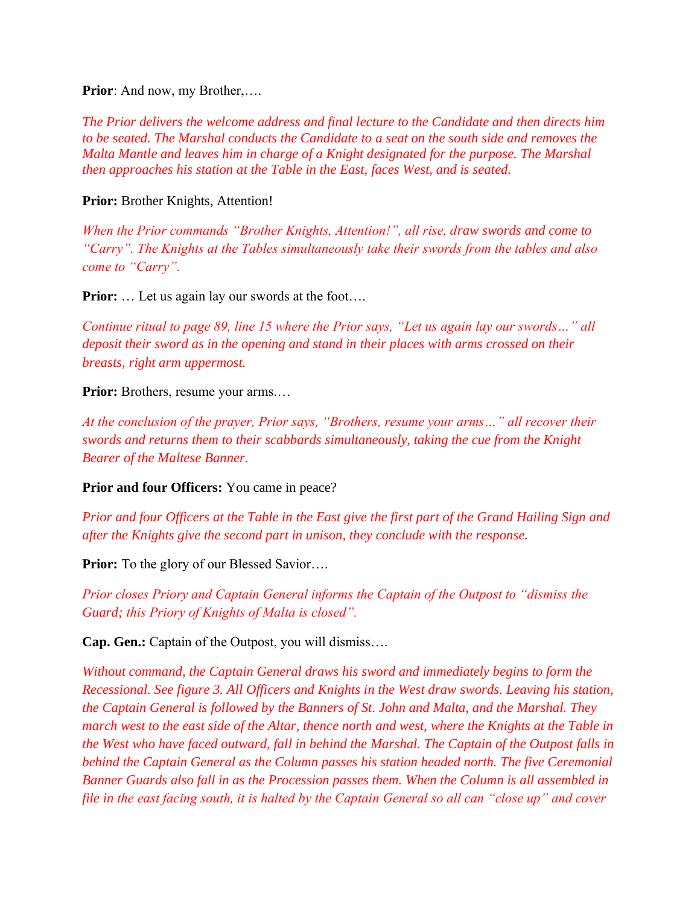**Prior**: And now, my Brother,….

*The Prior delivers the welcome address and final lecture to the Candidate and then directs him to be seated. The Marshal conducts the Candidate to a seat on the south side and removes the Malta Mantle and leaves him in charge of a Knight designated for the purpose. The Marshal then approaches his station at the Table in the East, faces West, and is seated.*

**Prior:** Brother Knights, Attention!

*When the Prior commands "Brother Knights, Attention!", all rise, draw swords and come to "Carry". The Knights at the Tables simultaneously take their swords from the tables and also come to "Carry".*

**Prior:** … Let us again lay our swords at the foot….

*Continue ritual to page 89, line 15 where the Prior says, "Let us again lay our swords…" all deposit their sword as in the opening and stand in their places with arms crossed on their breasts, right arm uppermost.*

**Prior:** Brothers, resume your arms.…

*At the conclusion of the prayer, Prior says, "Brothers, resume your arms…" all recover their swords and returns them to their scabbards simultaneously, taking the cue from the Knight Bearer of the Maltese Banner.*

**Prior and four Officers:** You came in peace?

*Prior and four Officers at the Table in the East give the first part of the Grand Hailing Sign and after the Knights give the second part in unison, they conclude with the response.*

**Prior:** To the glory of our Blessed Savior….

*Prior closes Priory and Captain General informs the Captain of the Outpost to "dismiss the Guard; this Priory of Knights of Malta is closed".*

**Cap. Gen.:** Captain of the Outpost, you will dismiss….

*Without command, the Captain General draws his sword and immediately begins to form the Recessional. See figure 3. All Officers and Knights in the West draw swords. Leaving his station, the Captain General is followed by the Banners of St. John and Malta, and the Marshal. They march west to the east side of the Altar, thence north and west, where the Knights at the Table in the West who have faced outward, fall in behind the Marshal. The Captain of the Outpost falls in behind the Captain General as the Column passes his station headed north. The five Ceremonial Banner Guards also fall in as the Procession passes them. When the Column is all assembled in file in the east facing south, it is halted by the Captain General so all can "close up" and cover*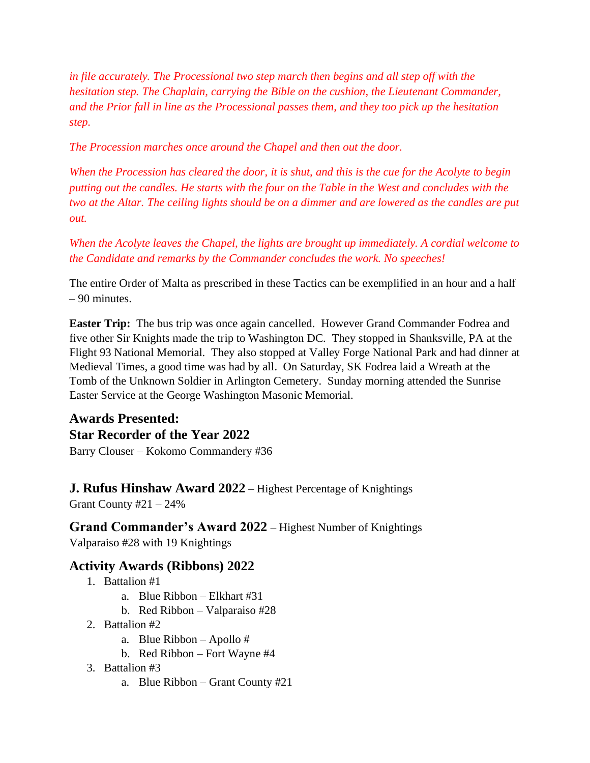*in file accurately. The Processional two step march then begins and all step off with the hesitation step. The Chaplain, carrying the Bible on the cushion, the Lieutenant Commander, and the Prior fall in line as the Processional passes them, and they too pick up the hesitation step.*

*The Procession marches once around the Chapel and then out the door.*

*When the Procession has cleared the door, it is shut, and this is the cue for the Acolyte to begin putting out the candles. He starts with the four on the Table in the West and concludes with the two at the Altar. The ceiling lights should be on a dimmer and are lowered as the candles are put out.*

*When the Acolyte leaves the Chapel, the lights are brought up immediately. A cordial welcome to the Candidate and remarks by the Commander concludes the work. No speeches!*

The entire Order of Malta as prescribed in these Tactics can be exemplified in an hour and a half – 90 minutes.

**Easter Trip:** The bus trip was once again cancelled. However Grand Commander Fodrea and five other Sir Knights made the trip to Washington DC. They stopped in Shanksville, PA at the Flight 93 National Memorial. They also stopped at Valley Forge National Park and had dinner at Medieval Times, a good time was had by all. On Saturday, SK Fodrea laid a Wreath at the Tomb of the Unknown Soldier in Arlington Cemetery. Sunday morning attended the Sunrise Easter Service at the George Washington Masonic Memorial.

### Awards Presented:

### Star Recorder of the Year 2022

Barry Clouser – Kokomo Commandery #36

**J. Rufus Hinshaw Award 2022** – Highest Percentage of Knightings
Grant County #21 – 24%

**Grand Commander's Award 2022** – Highest Number of Knightings
Valparaiso #28 with 19 Knightings

### Activity Awards (Ribbons) 2022

1. Battalion #1
   a. Blue Ribbon – Elkhart #31
   b. Red Ribbon – Valparaiso #28
2. Battalion #2
   a. Blue Ribbon – Apollo #
   b. Red Ribbon – Fort Wayne #4
3. Battalion #3
   a. Blue Ribbon – Grant County #21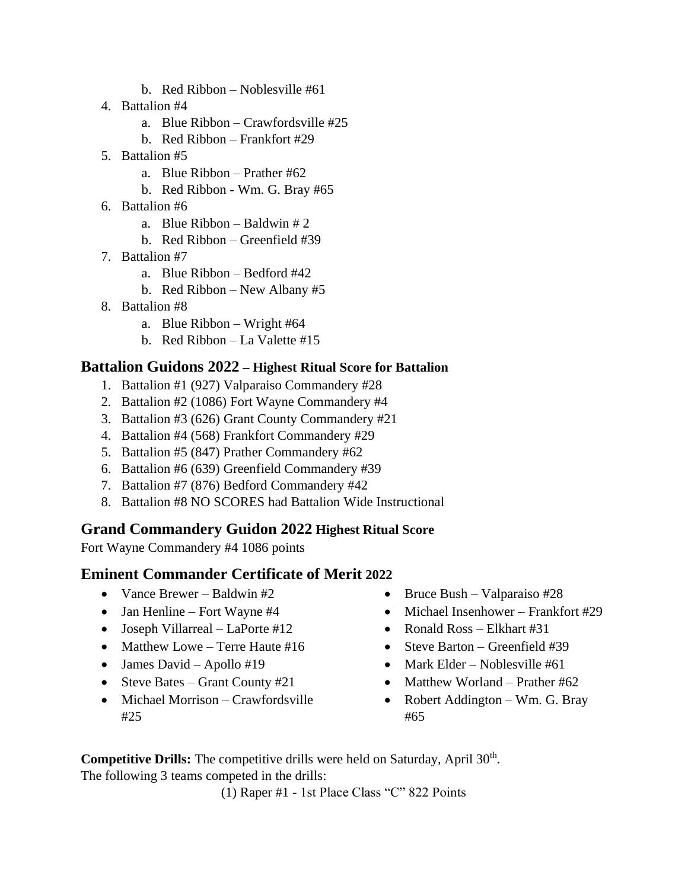b. Red Ribbon – Noblesville #61
4. Battalion #4
   a. Blue Ribbon – Crawfordsville #25
   b. Red Ribbon – Frankfort #29
5. Battalion #5
   a. Blue Ribbon – Prather #62
   b. Red Ribbon - Wm. G. Bray #65
6. Battalion #6
   a. Blue Ribbon – Baldwin # 2
   b. Red Ribbon – Greenfield #39
7. Battalion #7
   a. Blue Ribbon – Bedford #42
   b. Red Ribbon – New Albany #5
8. Battalion #8
   a. Blue Ribbon – Wright #64
   b. Red Ribbon – La Valette #15

## Battalion Guidons 2022 – Highest Ritual Score for Battalion

1. Battalion #1 (927) Valparaiso Commandery #28
2. Battalion #2 (1086) Fort Wayne Commandery #4
3. Battalion #3 (626) Grant County Commandery #21
4. Battalion #4 (568) Frankfort Commandery #29
5. Battalion #5 (847) Prather Commandery #62
6. Battalion #6 (639) Greenfield Commandery #39
7. Battalion #7 (876) Bedford Commandery #42
8. Battalion #8 NO SCORES had Battalion Wide Instructional

## Grand Commandery Guidon 2022 Highest Ritual Score

Fort Wayne Commandery #4 1086 points

## Eminent Commander Certificate of Merit 2022

- Vance Brewer – Baldwin #2
- Jan Henline – Fort Wayne #4
- Joseph Villarreal – LaPorte #12
- Matthew Lowe – Terre Haute #16
- James David – Apollo #19
- Steve Bates – Grant County #21
- Michael Morrison – Crawfordsville #25
- Bruce Bush – Valparaiso #28
- Michael Insenhower – Frankfort #29
- Ronald Ross – Elkhart #31
- Steve Barton – Greenfield #39
- Mark Elder – Noblesville #61
- Matthew Worland – Prather #62
- Robert Addington – Wm. G. Bray #65

**Competitive Drills:** The competitive drills were held on Saturday, April 30th.
The following 3 teams competed in the drills:

(1) Raper #1 - 1st Place Class "C" 822 Points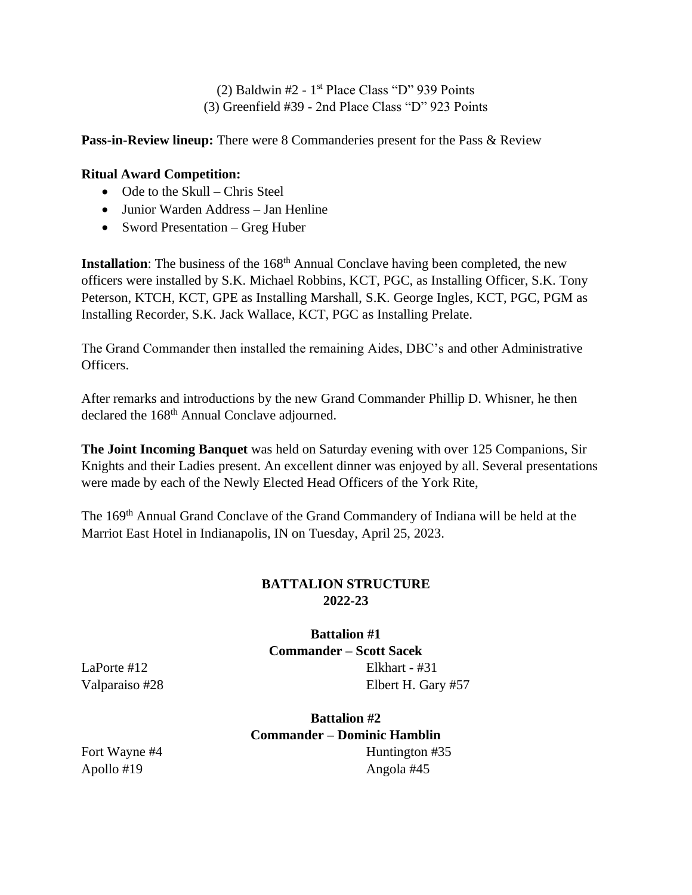(2) Baldwin #2 - 1st Place Class "D" 939 Points
(3) Greenfield #39 - 2nd Place Class "D" 923 Points

**Pass-in-Review lineup:** There were 8 Commanderies present for the Pass & Review

**Ritual Award Competition:**

- Ode to the Skull – Chris Steel
- Junior Warden Address – Jan Henline
- Sword Presentation – Greg Huber

**Installation**: The business of the 168th Annual Conclave having been completed, the new officers were installed by S.K. Michael Robbins, KCT, PGC, as Installing Officer, S.K. Tony Peterson, KTCH, KCT, GPE as Installing Marshall, S.K. George Ingles, KCT, PGC, PGM as Installing Recorder, S.K. Jack Wallace, KCT, PGC as Installing Prelate.

The Grand Commander then installed the remaining Aides, DBC's and other Administrative Officers.

After remarks and introductions by the new Grand Commander Phillip D. Whisner, he then declared the 168th Annual Conclave adjourned.

**The Joint Incoming Banquet** was held on Saturday evening with over 125 Companions, Sir Knights and their Ladies present. An excellent dinner was enjoyed by all. Several presentations were made by each of the Newly Elected Head Officers of the York Rite,

The 169th Annual Grand Conclave of the Grand Commandery of Indiana will be held at the Marriot East Hotel in Indianapolis, IN on Tuesday, April 25, 2023.

## BATTALION STRUCTURE
## 2022-23

### Battalion #1
### Commander – Scott Sacek

LaPorte #12
Valparaiso #28
Elkhart - #31
Elbert H. Gary #57

### Battalion #2
### Commander – Dominic Hamblin

Fort Wayne #4
Apollo #19
Huntington #35
Angola #45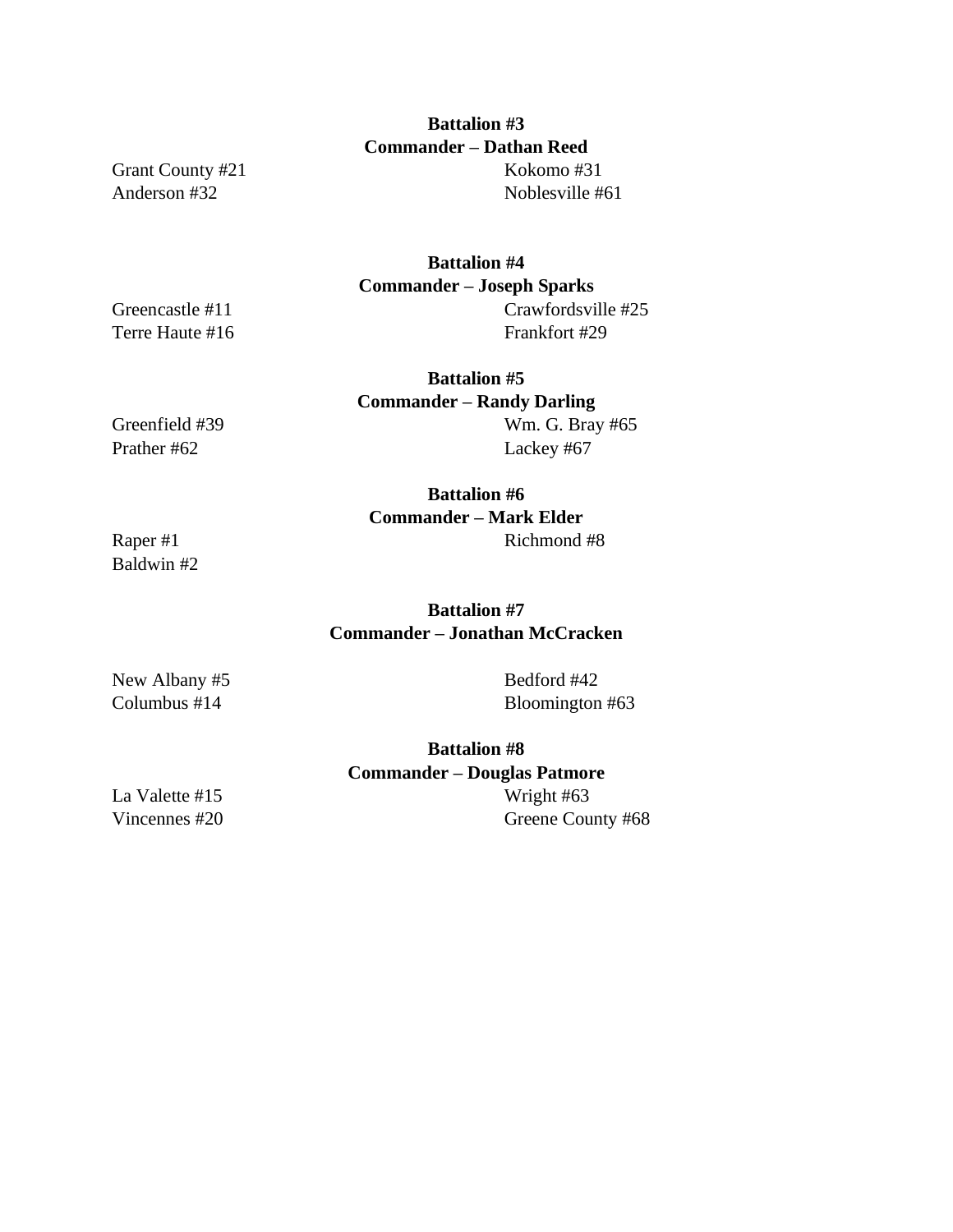**Battalion #3**
**Commander – Dathan Reed**

Grant County #21
Anderson #32
Kokomo #31
Noblesville #61

**Battalion #4**
**Commander – Joseph Sparks**

Greencastle #11
Terre Haute #16
Crawfordsville #25
Frankfort #29

**Battalion #5**
**Commander – Randy Darling**

Greenfield #39
Prather #62
Wm. G. Bray #65
Lackey #67

**Battalion #6**
**Commander – Mark Elder**

Raper #1
Baldwin #2
Richmond #8

**Battalion #7**
**Commander – Jonathan McCracken**

New Albany #5
Columbus #14
Bedford #42
Bloomington #63

**Battalion #8**
**Commander – Douglas Patmore**

La Valette #15
Vincennes #20
Wright #63
Greene County #68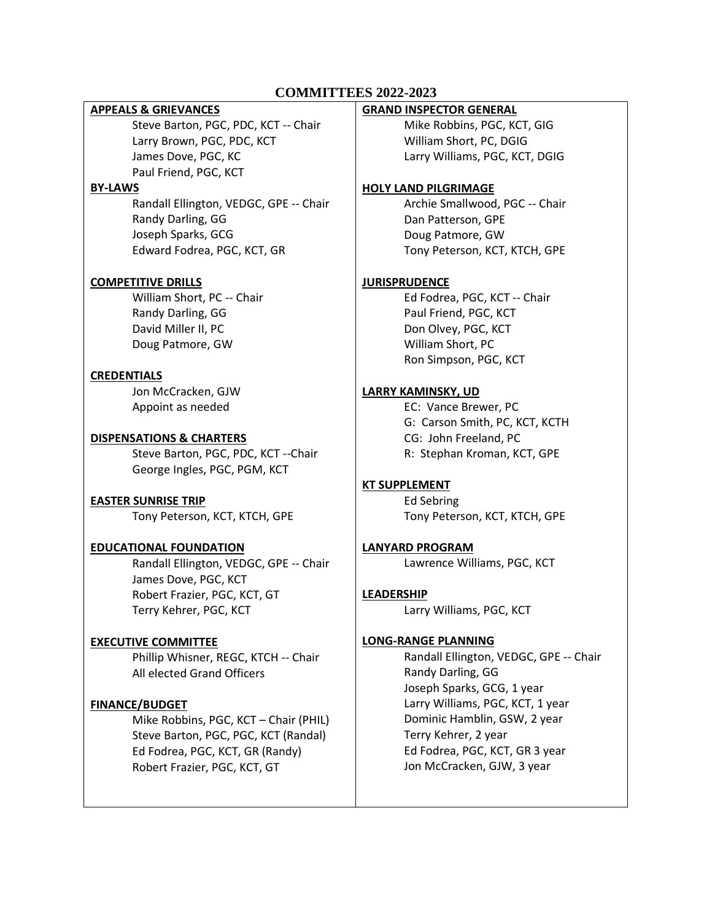# COMMITTEES 2022-2023

**APPEALS & GRIEVANCES**

Steve Barton, PGC, PDC, KCT -- Chair
Larry Brown, PGC, PDC, KCT
James Dove, PGC, KC
Paul Friend, PGC, KCT

**BY-LAWS**

Randall Ellington, VEDGC, GPE -- Chair
Randy Darling, GG
Joseph Sparks, GCG
Edward Fodrea, PGC, KCT, GR

**COMPETITIVE DRILLS**

William Short, PC -- Chair
Randy Darling, GG
David Miller II, PC
Doug Patmore, GW

**CREDENTIALS**

Jon McCracken, GJW
Appoint as needed

**DISPENSATIONS & CHARTERS**

Steve Barton, PGC, PDC, KCT --Chair
George Ingles, PGC, PGM, KCT

**EASTER SUNRISE TRIP**

Tony Peterson, KCT, KTCH, GPE

**EDUCATIONAL FOUNDATION**

Randall Ellington, VEDGC, GPE -- Chair
James Dove, PGC, KCT
Robert Frazier, PGC, KCT, GT
Terry Kehrer, PGC, KCT

**EXECUTIVE COMMITTEE**

Phillip Whisner, REGC, KTCH -- Chair
All elected Grand Officers

**FINANCE/BUDGET**

Mike Robbins, PGC, KCT – Chair (PHIL)
Steve Barton, PGC, PGC, KCT (Randal)
Ed Fodrea, PGC, KCT, GR (Randy)
Robert Frazier, PGC, KCT, GT

**GRAND INSPECTOR GENERAL**

Mike Robbins, PGC, KCT, GIG
William Short, PC, DGIG
Larry Williams, PGC, KCT, DGIG

**HOLY LAND PILGRIMAGE**

Archie Smallwood, PGC -- Chair
Dan Patterson, GPE
Doug Patmore, GW
Tony Peterson, KCT, KTCH, GPE

**JURISPRUDENCE**

Ed Fodrea, PGC, KCT -- Chair
Paul Friend, PGC, KCT
Don Olvey, PGC, KCT
William Short, PC
Ron Simpson, PGC, KCT

**LARRY KAMINSKY, UD**

EC: Vance Brewer, PC
G: Carson Smith, PC, KCT, KCTH
CG: John Freeland, PC
R: Stephan Kroman, KCT, GPE

**KT SUPPLEMENT**

Ed Sebring
Tony Peterson, KCT, KTCH, GPE

**LANYARD PROGRAM**

Lawrence Williams, PGC, KCT

**LEADERSHIP**

Larry Williams, PGC, KCT

**LONG-RANGE PLANNING**

Randall Ellington, VEDGC, GPE -- Chair
Randy Darling, GG
Joseph Sparks, GCG, 1 year
Larry Williams, PGC, KCT, 1 year
Dominic Hamblin, GSW, 2 year
Terry Kehrer, 2 year
Ed Fodrea, PGC, KCT, GR 3 year
Jon McCracken, GJW, 3 year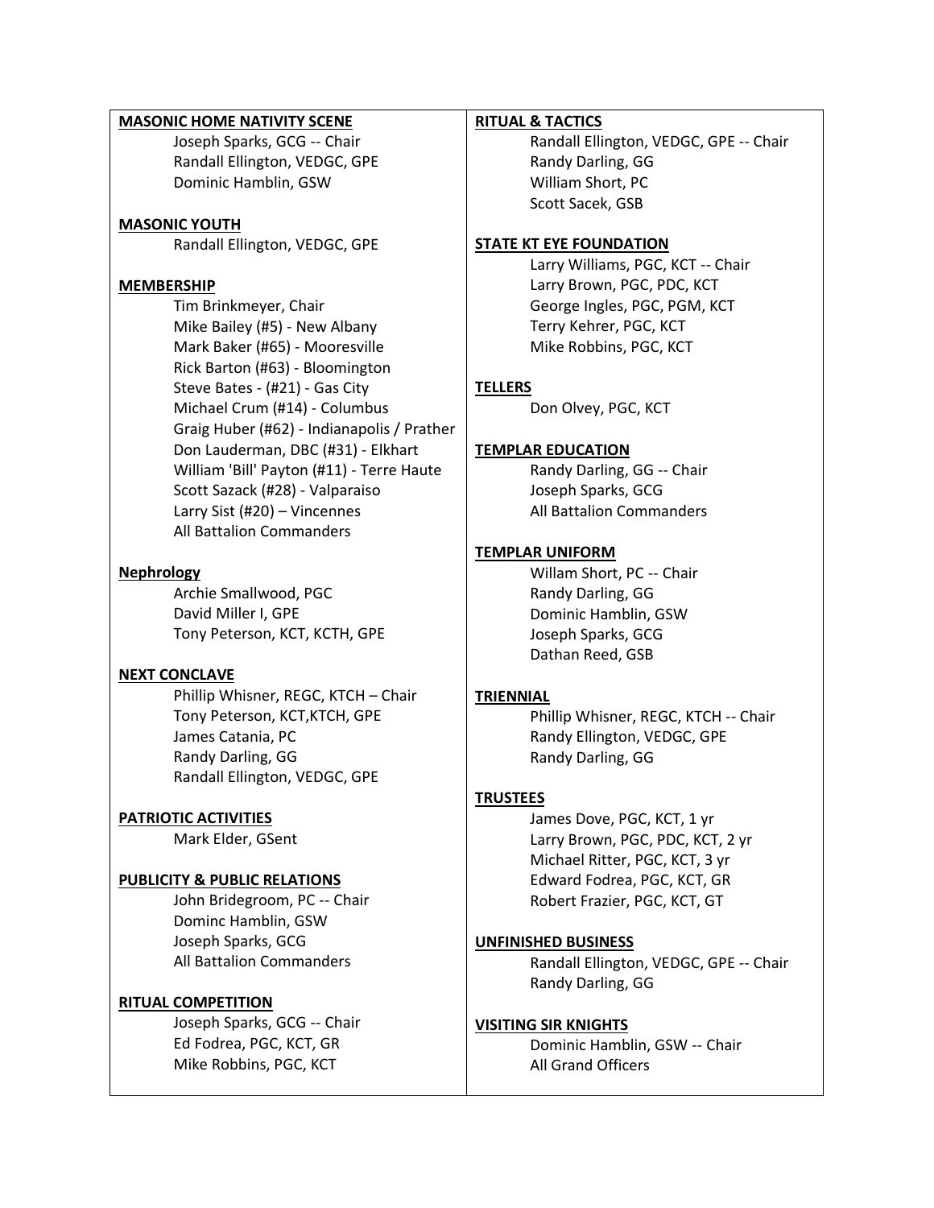**MASONIC HOME NATIVITY SCENE**

Joseph Sparks, GCG -- Chair
Randall Ellington, VEDGC, GPE
Dominic Hamblin, GSW

**MASONIC YOUTH**

Randall Ellington, VEDGC, GPE

**MEMBERSHIP**

Tim Brinkmeyer, Chair
Mike Bailey (#5) - New Albany
Mark Baker (#65) - Mooresville
Rick Barton (#63) - Bloomington
Steve Bates - (#21) - Gas City
Michael Crum (#14) - Columbus
Graig Huber (#62) - Indianapolis / Prather
Don Lauderman, DBC (#31) - Elkhart
William 'Bill' Payton (#11) - Terre Haute
Scott Sazack (#28) - Valparaiso
Larry Sist (#20) – Vincennes
All Battalion Commanders

**Nephrology**

Archie Smallwood, PGC
David Miller I, GPE
Tony Peterson, KCT, KCTH, GPE

**NEXT CONCLAVE**

Phillip Whisner, REGC, KTCH – Chair
Tony Peterson, KCT,KTCH, GPE
James Catania, PC
Randy Darling, GG
Randall Ellington, VEDGC, GPE

**PATRIOTIC ACTIVITIES**

Mark Elder, GSent

**PUBLICITY & PUBLIC RELATIONS**

John Bridegroom, PC -- Chair
Dominc Hamblin, GSW
Joseph Sparks, GCG
All Battalion Commanders

**RITUAL COMPETITION**

Joseph Sparks, GCG -- Chair
Ed Fodrea, PGC, KCT, GR
Mike Robbins, PGC, KCT

**RITUAL & TACTICS**

Randall Ellington, VEDGC, GPE -- Chair
Randy Darling, GG
William Short, PC
Scott Sacek, GSB

**STATE KT EYE FOUNDATION**

Larry Williams, PGC, KCT -- Chair
Larry Brown, PGC, PDC, KCT
George Ingles, PGC, PGM, KCT
Terry Kehrer, PGC, KCT
Mike Robbins, PGC, KCT

**TELLERS**

Don Olvey, PGC, KCT

**TEMPLAR EDUCATION**

Randy Darling, GG -- Chair
Joseph Sparks, GCG
All Battalion Commanders

**TEMPLAR UNIFORM**

Willam Short, PC -- Chair
Randy Darling, GG
Dominic Hamblin, GSW
Joseph Sparks, GCG
Dathan Reed, GSB

**TRIENNIAL**

Phillip Whisner, REGC, KTCH -- Chair
Randy Ellington, VEDGC, GPE
Randy Darling, GG

**TRUSTEES**

James Dove, PGC, KCT, 1 yr
Larry Brown, PGC, PDC, KCT, 2 yr
Michael Ritter, PGC, KCT, 3 yr
Edward Fodrea, PGC, KCT, GR
Robert Frazier, PGC, KCT, GT

**UNFINISHED BUSINESS**

Randall Ellington, VEDGC, GPE -- Chair
Randy Darling, GG

**VISITING SIR KNIGHTS**

Dominic Hamblin, GSW -- Chair
All Grand Officers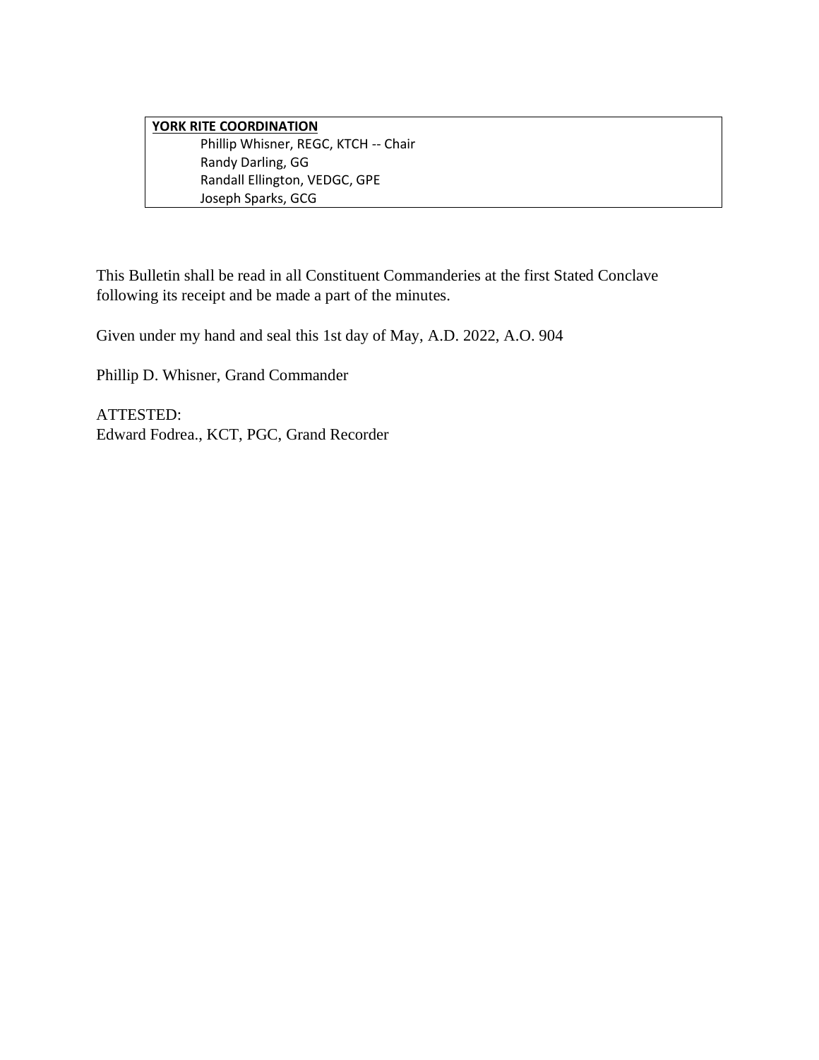**YORK RITE COORDINATION**

Phillip Whisner, REGC, KTCH -- Chair
Randy Darling, GG
Randall Ellington, VEDGC, GPE
Joseph Sparks, GCG

This Bulletin shall be read in all Constituent Commanderies at the first Stated Conclave following its receipt and be made a part of the minutes.

Given under my hand and seal this 1st day of May, A.D. 2022, A.O. 904

Phillip D. Whisner, Grand Commander

ATTESTED:
Edward Fodrea., KCT, PGC, Grand Recorder